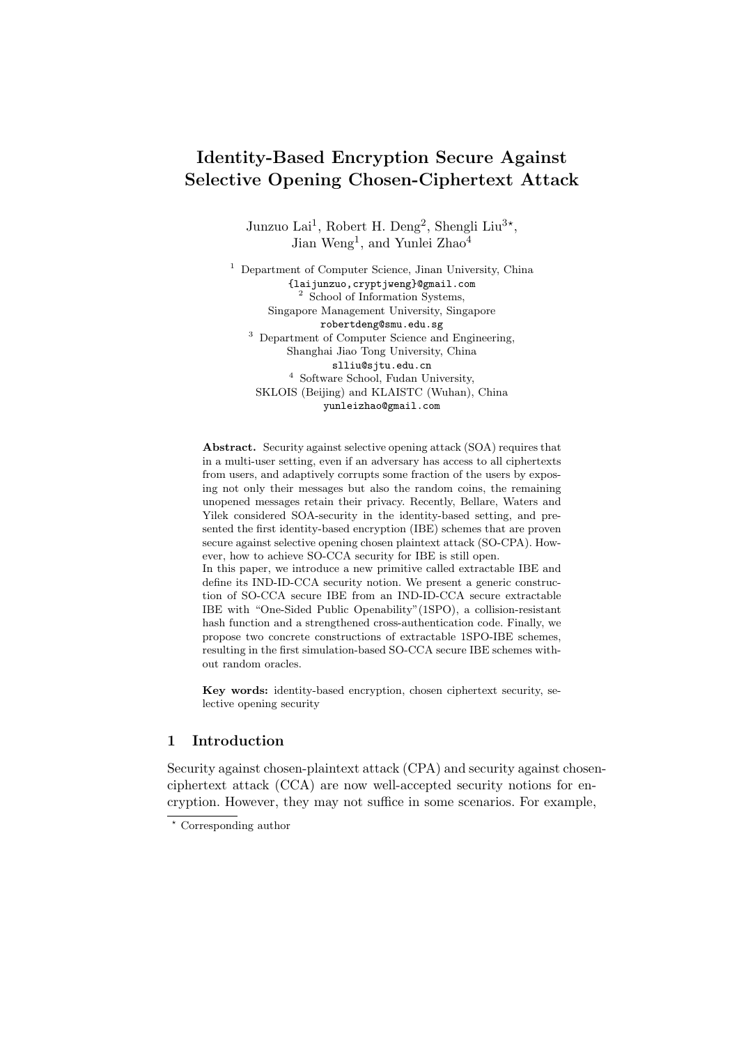# Identity-Based Encryption Secure Against Selective Opening Chosen-Ciphertext Attack

Junzuo Lai[1], Robert H. Deng[2], Shengli Liu[3⋆], Jian Weng[1], and Yunlei Zhao[4]

[1] Department of Computer Science, Jinan University, China
{laijunzuo,cryptjweng}@gmail.com

[2] School of Information Systems, Singapore Management University, Singapore
robertdeng@smu.edu.sg

[3] Department of Computer Science and Engineering, Shanghai Jiao Tong University, China
slliu@sjtu.edu.cn

[4] Software School, Fudan University, SKLOIS (Beijing) and KLAISTC (Wuhan), China
yunleizhao@gmail.com

**Abstract.** Security against selective opening attack (SOA) requires that in a multi-user setting, even if an adversary has access to all ciphertexts from users, and adaptively corrupts some fraction of the users by exposing not only their messages but also the random coins, the remaining unopened messages retain their privacy. Recently, Bellare, Waters and Yilek considered SOA-security in the identity-based setting, and presented the first identity-based encryption (IBE) schemes that are proven secure against selective opening chosen plaintext attack (SO-CPA). However, how to achieve SO-CCA security for IBE is still open.
In this paper, we introduce a new primitive called extractable IBE and define its IND-ID-CCA security notion. We present a generic construction of SO-CCA secure IBE from an IND-ID-CCA secure extractable IBE with "One-Sided Public Openability"(1SPO), a collision-resistant hash function and a strengthened cross-authentication code. Finally, we propose two concrete constructions of extractable 1SPO-IBE schemes, resulting in the first simulation-based SO-CCA secure IBE schemes without random oracles.

**Key words:** identity-based encryption, chosen ciphertext security, selective opening security

## 1 Introduction

Security against chosen-plaintext attack (CPA) and security against chosen-ciphertext attack (CCA) are now well-accepted security notions for encryption. However, they may not suffice in some scenarios. For example,

⋆ Corresponding author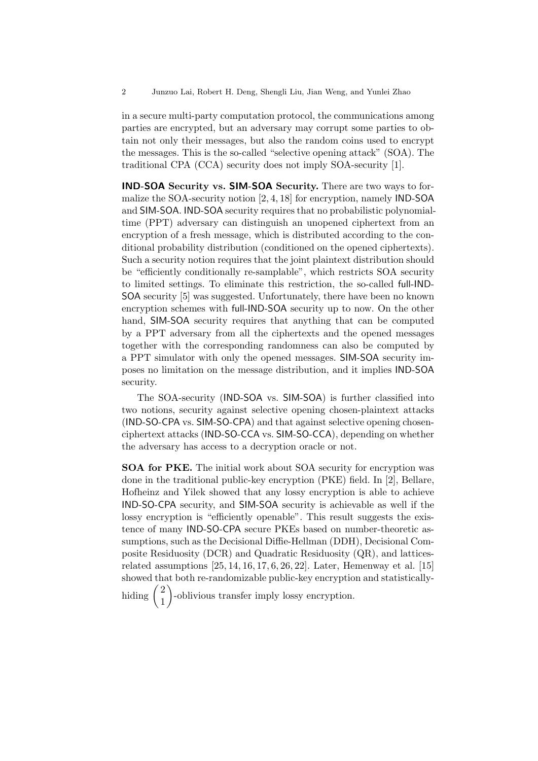in a secure multi-party computation protocol, the communications among parties are encrypted, but an adversary may corrupt some parties to obtain not only their messages, but also the random coins used to encrypt the messages. This is the so-called "selective opening attack" (SOA). The traditional CPA (CCA) security does not imply SOA-security [1].

**IND-SOA Security vs. SIM-SOA Security.** There are two ways to formalize the SOA-security notion [2, 4, 18] for encryption, namely IND-SOA and SIM-SOA. IND-SOA security requires that no probabilistic polynomial-time (PPT) adversary can distinguish an unopened ciphertext from an encryption of a fresh message, which is distributed according to the conditional probability distribution (conditioned on the opened ciphertexts). Such a security notion requires that the joint plaintext distribution should be "efficiently conditionally re-samplable", which restricts SOA security to limited settings. To eliminate this restriction, the so-called full-IND-SOA security [5] was suggested. Unfortunately, there have been no known encryption schemes with full-IND-SOA security up to now. On the other hand, SIM-SOA security requires that anything that can be computed by a PPT adversary from all the ciphertexts and the opened messages together with the corresponding randomness can also be computed by a PPT simulator with only the opened messages. SIM-SOA security imposes no limitation on the message distribution, and it implies IND-SOA security.

The SOA-security (IND-SOA vs. SIM-SOA) is further classified into two notions, security against selective opening chosen-plaintext attacks (IND-SO-CPA vs. SIM-SO-CPA) and that against selective opening chosen-ciphertext attacks (IND-SO-CCA vs. SIM-SO-CCA), depending on whether the adversary has access to a decryption oracle or not.

**SOA for PKE.** The initial work about SOA security for encryption was done in the traditional public-key encryption (PKE) field. In [2], Bellare, Hofheinz and Yilek showed that any lossy encryption is able to achieve IND-SO-CPA security, and SIM-SOA security is achievable as well if the lossy encryption is "efficiently openable". This result suggests the existence of many IND-SO-CPA secure PKEs based on number-theoretic assumptions, such as the Decisional Diffie-Hellman (DDH), Decisional Composite Residuosity (DCR) and Quadratic Residuosity (QR), and lattices-related assumptions [25, 14, 16, 17, 6, 26, 22]. Later, Hemenway et al. [15] showed that both re-randomizable public-key encryption and statistically-hiding $\binom{2}{1}$-oblivious transfer imply lossy encryption.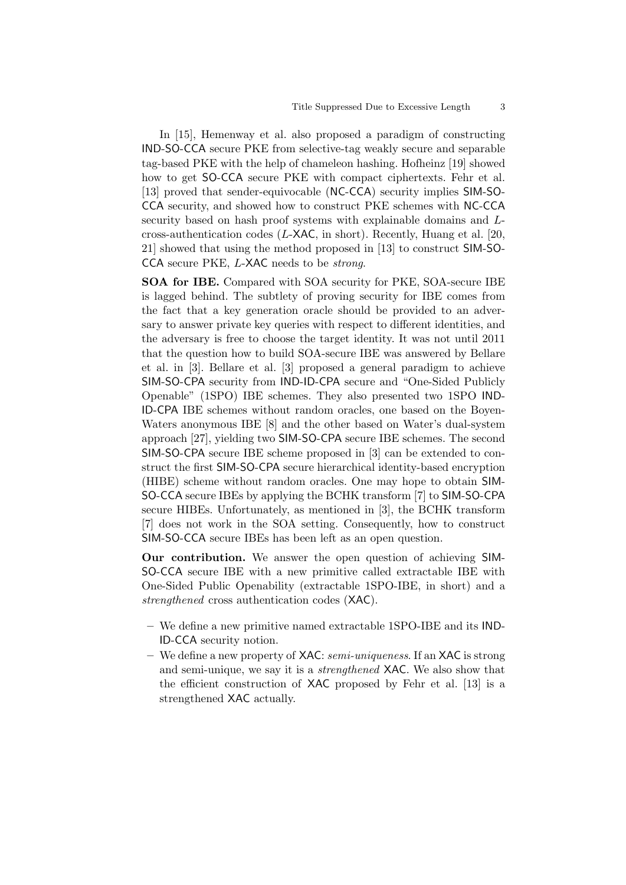In [15], Hemenway et al. also proposed a paradigm of constructing IND-SO-CCA secure PKE from selective-tag weakly secure and separable tag-based PKE with the help of chameleon hashing. Hofheinz [19] showed how to get SO-CCA secure PKE with compact ciphertexts. Fehr et al. [13] proved that sender-equivocable (NC-CCA) security implies SIM-SO-CCA security, and showed how to construct PKE schemes with NC-CCA security based on hash proof systems with explainable domains and $L$-cross-authentication codes ($L$-XAC, in short). Recently, Huang et al. [20, 21] showed that using the method proposed in [13] to construct SIM-SO-CCA secure PKE, $L$-XAC needs to be *strong*.

**SOA for IBE.** Compared with SOA security for PKE, SOA-secure IBE is lagged behind. The subtlety of proving security for IBE comes from the fact that a key generation oracle should be provided to an adversary to answer private key queries with respect to different identities, and the adversary is free to choose the target identity. It was not until 2011 that the question how to build SOA-secure IBE was answered by Bellare et al. in [3]. Bellare et al. [3] proposed a general paradigm to achieve SIM-SO-CPA security from IND-ID-CPA secure and "One-Sided Publicly Openable" (1SPO) IBE schemes. They also presented two 1SPO IND-ID-CPA IBE schemes without random oracles, one based on the Boyen-Waters anonymous IBE [8] and the other based on Water's dual-system approach [27], yielding two SIM-SO-CPA secure IBE schemes. The second SIM-SO-CPA secure IBE scheme proposed in [3] can be extended to construct the first SIM-SO-CPA secure hierarchical identity-based encryption (HIBE) scheme without random oracles. One may hope to obtain SIM-SO-CCA secure IBEs by applying the BCHK transform [7] to SIM-SO-CPA secure HIBEs. Unfortunately, as mentioned in [3], the BCHK transform [7] does not work in the SOA setting. Consequently, how to construct SIM-SO-CCA secure IBEs has been left as an open question.

**Our contribution.** We answer the open question of achieving SIM-SO-CCA secure IBE with a new primitive called extractable IBE with One-Sided Public Openability (extractable 1SPO-IBE, in short) and a *strengthened* cross authentication codes (XAC).

- We define a new primitive named extractable 1SPO-IBE and its IND-ID-CCA security notion.
- We define a new property of XAC: *semi-uniqueness*. If an XAC is strong and semi-unique, we say it is a *strengthened* XAC. We also show that the efficient construction of XAC proposed by Fehr et al. [13] is a strengthened XAC actually.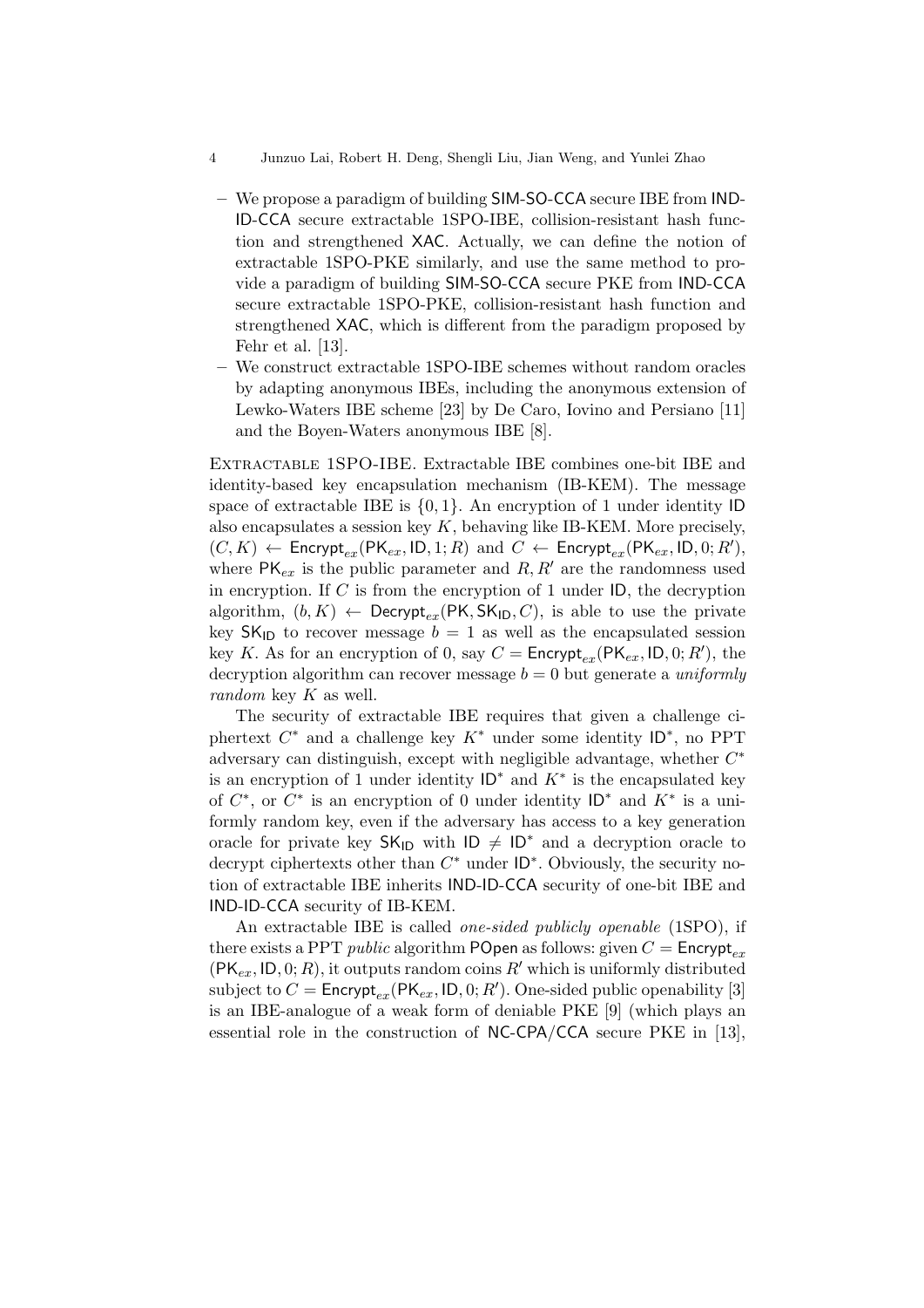- We propose a paradigm of building SIM-SO-CCA secure IBE from IND-ID-CCA secure extractable 1SPO-IBE, collision-resistant hash function and strengthened XAC. Actually, we can define the notion of extractable 1SPO-PKE similarly, and use the same method to provide a paradigm of building SIM-SO-CCA secure PKE from IND-CCA secure extractable 1SPO-PKE, collision-resistant hash function and strengthened XAC, which is different from the paradigm proposed by Fehr et al. [13].
- We construct extractable 1SPO-IBE schemes without random oracles by adapting anonymous IBEs, including the anonymous extension of Lewko-Waters IBE scheme [23] by De Caro, Iovino and Persiano [11] and the Boyen-Waters anonymous IBE [8].

Extractable 1SPO-IBE. Extractable IBE combines one-bit IBE and identity-based key encapsulation mechanism (IB-KEM). The message space of extractable IBE is $\{0, 1\}$. An encryption of 1 under identity ID also encapsulates a session key $K$, behaving like IB-KEM. More precisely, $(C, K) \leftarrow \mathsf{Encrypt}_{ex}(\mathsf{PK}_{ex}, \mathsf{ID}, 1; R)$ and $C \leftarrow \mathsf{Encrypt}_{ex}(\mathsf{PK}_{ex}, \mathsf{ID}, 0; R')$, where $\mathsf{PK}_{ex}$ is the public parameter and $R, R'$ are the randomness used in encryption. If $C$ is from the encryption of 1 under ID, the decryption algorithm, $(b, K) \leftarrow \mathsf{Decrypt}_{ex}(\mathsf{PK}, \mathsf{SK}_{\mathsf{ID}}, C)$, is able to use the private key $\mathsf{SK}_{\mathsf{ID}}$ to recover message $b = 1$ as well as the encapsulated session key $K$. As for an encryption of 0, say $C = \mathsf{Encrypt}_{ex}(\mathsf{PK}_{ex}, \mathsf{ID}, 0; R')$, the decryption algorithm can recover message $b = 0$ but generate a *uniformly random* key $K$ as well.

The security of extractable IBE requires that given a challenge ciphertext $C^*$ and a challenge key $K^*$ under some identity $\mathsf{ID}^*$, no PPT adversary can distinguish, except with negligible advantage, whether $C^*$ is an encryption of 1 under identity $\mathsf{ID}^*$ and $K^*$ is the encapsulated key of $C^*$, or $C^*$ is an encryption of 0 under identity $\mathsf{ID}^*$ and $K^*$ is a uniformly random key, even if the adversary has access to a key generation oracle for private key $\mathsf{SK}_{\mathsf{ID}}$ with $\mathsf{ID} \neq \mathsf{ID}^*$ and a decryption oracle to decrypt ciphertexts other than $C^*$ under $\mathsf{ID}^*$. Obviously, the security notion of extractable IBE inherits IND-ID-CCA security of one-bit IBE and IND-ID-CCA security of IB-KEM.

An extractable IBE is called *one-sided publicly openable* (1SPO), if there exists a PPT *public* algorithm POpen as follows: given $C = \mathsf{Encrypt}_{ex}(\mathsf{PK}_{ex}, \mathsf{ID}, 0; R)$, it outputs random coins $R'$ which is uniformly distributed subject to $C = \mathsf{Encrypt}_{ex}(\mathsf{PK}_{ex}, \mathsf{ID}, 0; R')$. One-sided public openability [3] is an IBE-analogue of a weak form of deniable PKE [9] (which plays an essential role in the construction of NC-CPA/CCA secure PKE in [13],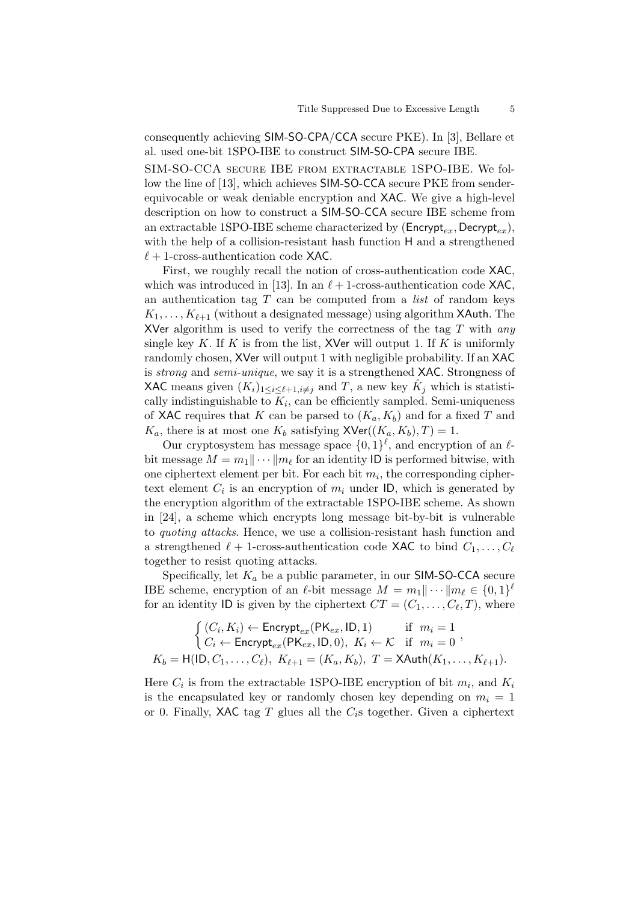consequently achieving SIM-SO-CPA/CCA secure PKE). In [3], Bellare et al. used one-bit 1SPO-IBE to construct SIM-SO-CPA secure IBE.

SIM-SO-CCA SECURE IBE FROM EXTRACTABLE 1SPO-IBE. We follow the line of [13], which achieves SIM-SO-CCA secure PKE from sender-equivocable or weak deniable encryption and XAC. We give a high-level description on how to construct a SIM-SO-CCA secure IBE scheme from an extractable 1SPO-IBE scheme characterized by $(\mathsf{Encrypt}_{ex}, \mathsf{Decrypt}_{ex})$, with the help of a collision-resistant hash function H and a strengthened $\ell+1$-cross-authentication code XAC.

First, we roughly recall the notion of cross-authentication code XAC, which was introduced in [13]. In an $\ell+1$-cross-authentication code XAC, an authentication tag $T$ can be computed from a *list* of random keys $K_1, \dots, K_{\ell+1}$ (without a designated message) using algorithm XAuth. The XVer algorithm is used to verify the correctness of the tag $T$ with *any* single key $K$. If $K$ is from the list, XVer will output 1. If $K$ is uniformly randomly chosen, XVer will output 1 with negligible probability. If an XAC is *strong* and *semi-unique*, we say it is a strengthened XAC. Strongness of XAC means given $(K_i)_{1 \le i \le \ell+1, i \ne j}$ and $T$, a new key $\hat{K}_j$ which is statistically indistinguishable to $K_i$, can be efficiently sampled. Semi-uniqueness of XAC requires that $K$ can be parsed to $(K_a, K_b)$ and for a fixed $T$ and $K_a$, there is at most one $K_b$ satisfying $\mathsf{XVer}((K_a, K_b), T) = 1$.

Our cryptosystem has message space $\{0,1\}^\ell$, and encryption of an $\ell$-bit message $M = m_1 \| \cdots \| m_\ell$ for an identity ID is performed bitwise, with one ciphertext element per bit. For each bit $m_i$, the corresponding ciphertext element $C_i$ is an encryption of $m_i$ under ID, which is generated by the encryption algorithm of the extractable 1SPO-IBE scheme. As shown in [24], a scheme which encrypts long message bit-by-bit is vulnerable to *quoting attacks*. Hence, we use a collision-resistant hash function and a strengthened $\ell+1$-cross-authentication code XAC to bind $C_1, \dots, C_\ell$ together to resist quoting attacks.

Specifically, let $K_a$ be a public parameter, in our SIM-SO-CCA secure IBE scheme, encryption of an $\ell$-bit message $M = m_1 \| \cdots \| m_\ell \in \{0,1\}^\ell$ for an identity ID is given by the ciphertext $CT = (C_1, \dots, C_\ell, T)$, where

$$\begin{cases} (C_i, K_i) \leftarrow \mathsf{Encrypt}_{ex}(\mathsf{PK}_{ex}, \mathsf{ID}, 1) & \text{if } m_i = 1 \\ C_i \leftarrow \mathsf{Encrypt}_{ex}(\mathsf{PK}_{ex}, \mathsf{ID}, 0),\ K_i \leftarrow \mathcal{K} & \text{if } m_i = 0 \end{cases},$$

$$K_b = \mathsf{H}(\mathsf{ID}, C_1, \dots, C_\ell),\ K_{\ell+1} = (K_a, K_b),\ T = \mathsf{XAuth}(K_1, \dots, K_{\ell+1}).$$

Here $C_i$ is from the extractable 1SPO-IBE encryption of bit $m_i$, and $K_i$ is the encapsulated key or randomly chosen key depending on $m_i = 1$ or 0. Finally, XAC tag $T$ glues all the $C_i$s together. Given a ciphertext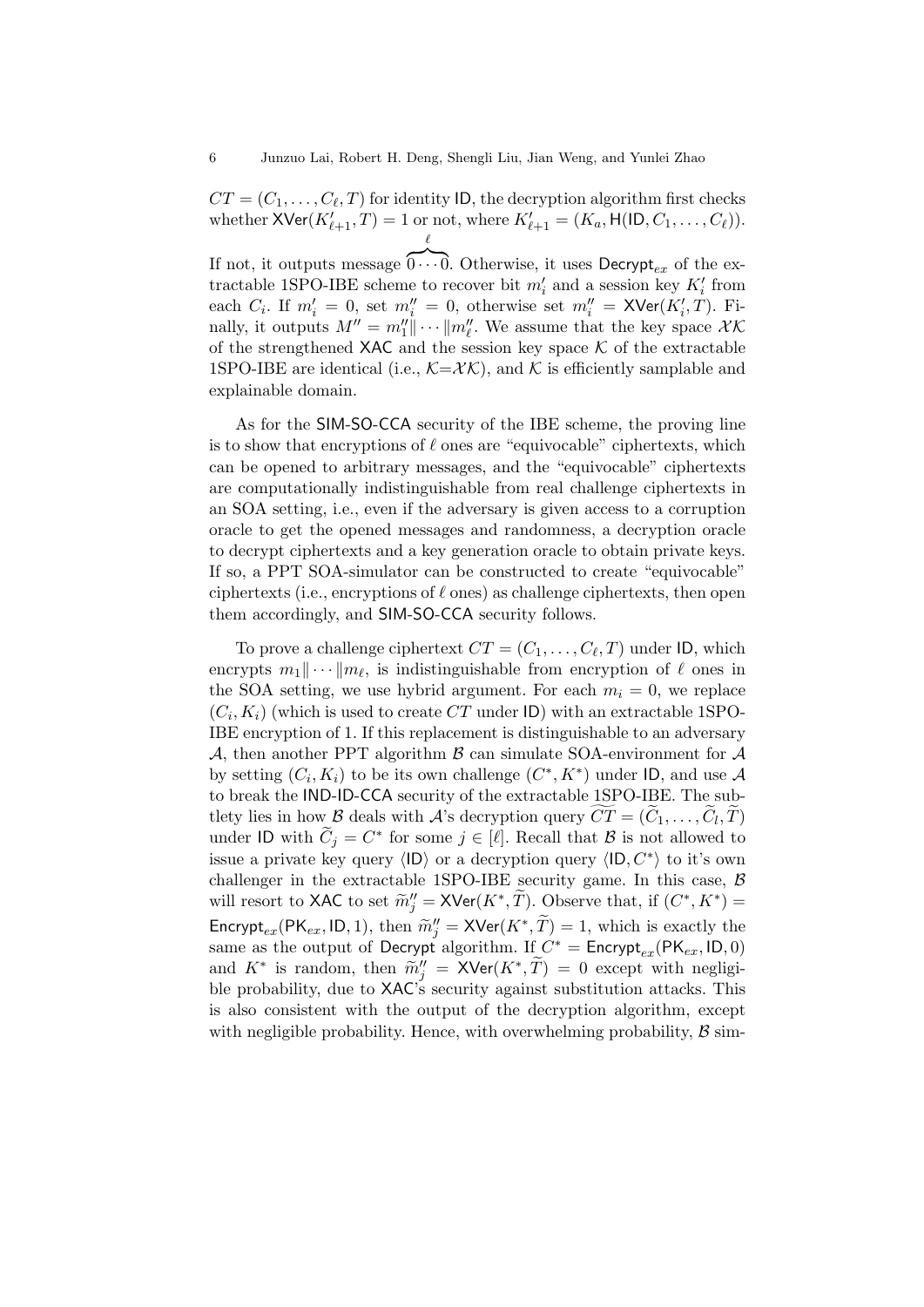$CT = (C_1, \ldots, C_\ell, T)$ for identity $\mathsf{ID}$, the decryption algorithm first checks whether $\mathsf{XVer}(K'_{\ell+1}, T) = 1$ or not, where $K'_{\ell+1} = (K_a, \mathsf{H}(\mathsf{ID}, C_1, \ldots, C_\ell))$. If not, it outputs message $\overbrace{0 \cdots 0}^{\ell}$. Otherwise, it uses $\mathsf{Decrypt}_{ex}$ of the extractable 1SPO-IBE scheme to recover bit $m'_i$ and a session key $K'_i$ from each $C_i$. If $m'_i = 0$, set $m''_i = 0$, otherwise set $m''_i = \mathsf{XVer}(K'_i, T)$. Finally, it outputs $M'' = m''_1 \| \cdots \| m''_\ell$. We assume that the key space $\mathcal{XK}$ of the strengthened $\mathsf{XAC}$ and the session key space $\mathcal{K}$ of the extractable 1SPO-IBE are identical (i.e., $\mathcal{K}$=$\mathcal{XK}$), and $\mathcal{K}$ is efficiently samplable and explainable domain.

As for the $\mathsf{SIM\text{-}SO\text{-}CCA}$ security of the IBE scheme, the proving line is to show that encryptions of $\ell$ ones are "equivocable" ciphertexts, which can be opened to arbitrary messages, and the "equivocable" ciphertexts are computationally indistinguishable from real challenge ciphertexts in an SOA setting, i.e., even if the adversary is given access to a corruption oracle to get the opened messages and randomness, a decryption oracle to decrypt ciphertexts and a key generation oracle to obtain private keys. If so, a PPT SOA-simulator can be constructed to create "equivocable" ciphertexts (i.e., encryptions of $\ell$ ones) as challenge ciphertexts, then open them accordingly, and $\mathsf{SIM\text{-}SO\text{-}CCA}$ security follows.

To prove a challenge ciphertext $CT = (C_1, \ldots, C_\ell, T)$ under $\mathsf{ID}$, which encrypts $m_1 \| \cdots \| m_\ell$, is indistinguishable from encryption of $\ell$ ones in the SOA setting, we use hybrid argument. For each $m_i = 0$, we replace $(C_i, K_i)$ (which is used to create $CT$ under $\mathsf{ID}$) with an extractable 1SPO-IBE encryption of 1. If this replacement is distinguishable to an adversary $\mathcal{A}$, then another PPT algorithm $\mathcal{B}$ can simulate SOA-environment for $\mathcal{A}$ by setting $(C_i, K_i)$ to be its own challenge $(C^*, K^*)$ under $\mathsf{ID}$, and use $\mathcal{A}$ to break the $\mathsf{IND\text{-}ID\text{-}CCA}$ security of the extractable 1SPO-IBE. The subtlety lies in how $\mathcal{B}$ deals with $\mathcal{A}$'s decryption query $\widetilde{CT} = (\widetilde{C}_1, \ldots, \widetilde{C}_l, \widetilde{T})$ under $\mathsf{ID}$ with $\widetilde{C}_j = C^*$ for some $j \in [\ell]$. Recall that $\mathcal{B}$ is not allowed to issue a private key query $\langle \mathsf{ID} \rangle$ or a decryption query $\langle \mathsf{ID}, C^* \rangle$ to it's own challenger in the extractable 1SPO-IBE security game. In this case, $\mathcal{B}$ will resort to $\mathsf{XAC}$ to set $\widetilde{m}''_j = \mathsf{XVer}(K^*, \widetilde{T})$. Observe that, if $(C^*, K^*) = \mathsf{Encrypt}_{ex}(\mathsf{PK}_{ex}, \mathsf{ID}, 1)$, then $\widetilde{m}''_j = \mathsf{XVer}(K^*, \widetilde{T}) = 1$, which is exactly the same as the output of $\mathsf{Decrypt}$ algorithm. If $C^* = \mathsf{Encrypt}_{ex}(\mathsf{PK}_{ex}, \mathsf{ID}, 0)$ and $K^*$ is random, then $\widetilde{m}''_j = \mathsf{XVer}(K^*, \widetilde{T}) = 0$ except with negligible probability, due to $\mathsf{XAC}$'s security against substitution attacks. This is also consistent with the output of the decryption algorithm, except with negligible probability. Hence, with overwhelming probability, $\mathcal{B}$ sim-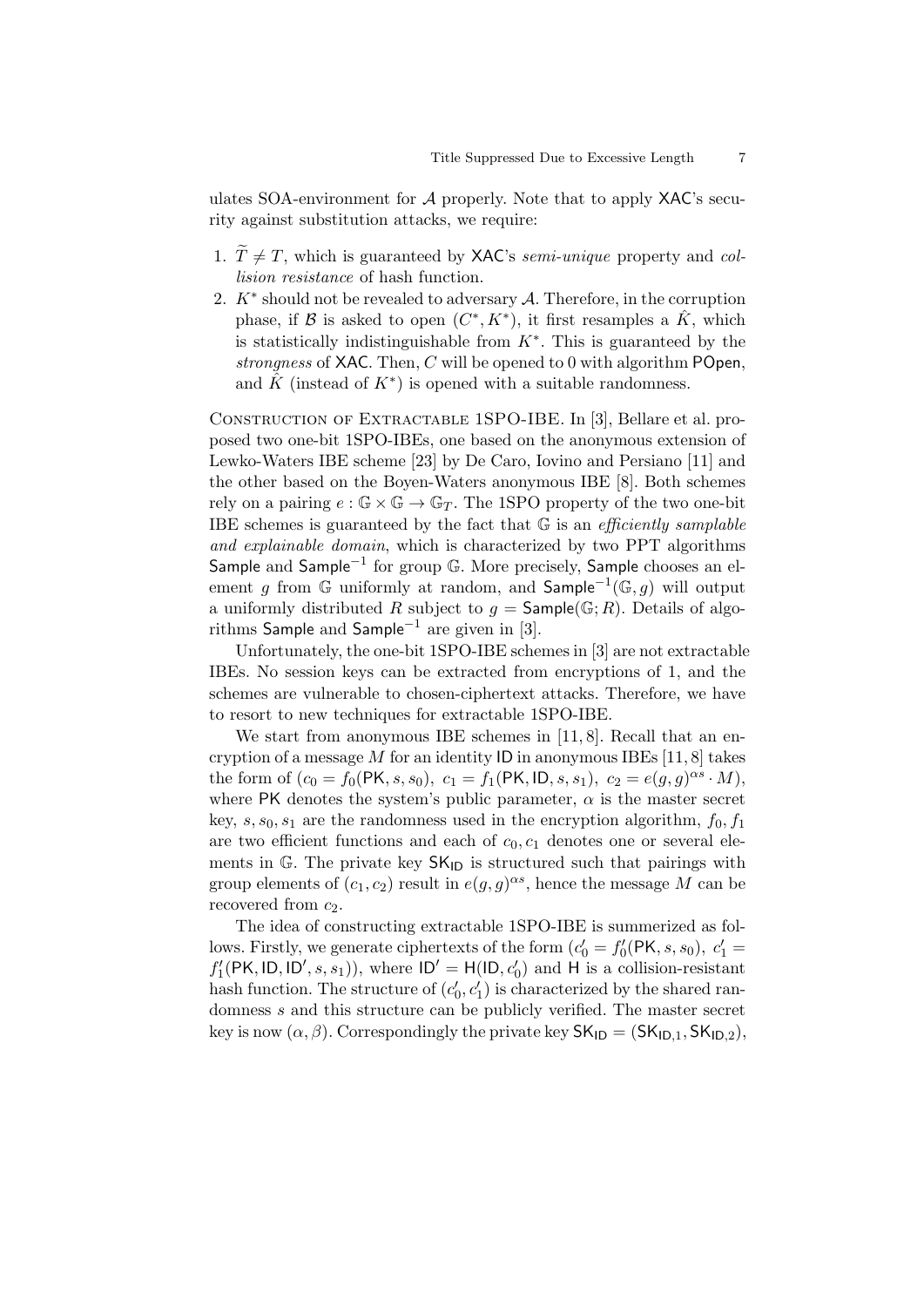ulates SOA-environment for $\mathcal{A}$ properly. Note that to apply XAC's security against substitution attacks, we require:

1. $\widetilde{T} \neq T$, which is guaranteed by XAC's *semi-unique* property and *collision resistance* of hash function.
2. $K^*$ should not be revealed to adversary $\mathcal{A}$. Therefore, in the corruption phase, if $\mathcal{B}$ is asked to open $(C^*, K^*)$, it first resamples a $\hat{K}$, which is statistically indistinguishable from $K^*$. This is guaranteed by the *strongness* of XAC. Then, $C$ will be opened to 0 with algorithm POpen, and $\hat{K}$ (instead of $K^*$) is opened with a suitable randomness.

Construction of Extractable 1SPO-IBE. In [3], Bellare et al. proposed two one-bit 1SPO-IBEs, one based on the anonymous extension of Lewko-Waters IBE scheme [23] by De Caro, Iovino and Persiano [11] and the other based on the Boyen-Waters anonymous IBE [8]. Both schemes rely on a pairing $e : \mathbb{G} \times \mathbb{G} \rightarrow \mathbb{G}_T$. The 1SPO property of the two one-bit IBE schemes is guaranteed by the fact that $\mathbb{G}$ is an *efficiently samplable and explainable domain*, which is characterized by two PPT algorithms Sample and $\mathsf{Sample}^{-1}$ for group $\mathbb{G}$. More precisely, Sample chooses an element $g$ from $\mathbb{G}$ uniformly at random, and $\mathsf{Sample}^{-1}(\mathbb{G}, g)$ will output a uniformly distributed $R$ subject to $g = \mathsf{Sample}(\mathbb{G}; R)$. Details of algorithms Sample and $\mathsf{Sample}^{-1}$ are given in [3].

Unfortunately, the one-bit 1SPO-IBE schemes in [3] are not extractable IBEs. No session keys can be extracted from encryptions of 1, and the schemes are vulnerable to chosen-ciphertext attacks. Therefore, we have to resort to new techniques for extractable 1SPO-IBE.

We start from anonymous IBE schemes in [11, 8]. Recall that an encryption of a message $M$ for an identity ID in anonymous IBEs [11, 8] takes the form of $(c_0 = f_0(\mathsf{PK}, s, s_0),\ c_1 = f_1(\mathsf{PK}, \mathsf{ID}, s, s_1),\ c_2 = e(g, g)^{\alpha s} \cdot M)$, where PK denotes the system's public parameter, $\alpha$ is the master secret key, $s, s_0, s_1$ are the randomness used in the encryption algorithm, $f_0, f_1$ are two efficient functions and each of $c_0, c_1$ denotes one or several elements in $\mathbb{G}$. The private key $\mathsf{SK}_{\mathsf{ID}}$ is structured such that pairings with group elements of $(c_1, c_2)$ result in $e(g, g)^{\alpha s}$, hence the message $M$ can be recovered from $c_2$.

The idea of constructing extractable 1SPO-IBE is summerized as follows. Firstly, we generate ciphertexts of the form $(c'_0 = f'_0(\mathsf{PK}, s, s_0),\ c'_1 = f'_1(\mathsf{PK}, \mathsf{ID}, \mathsf{ID}', s, s_1))$, where $\mathsf{ID}' = \mathsf{H}(\mathsf{ID}, c'_0)$ and H is a collision-resistant hash function. The structure of $(c'_0, c'_1)$ is characterized by the shared randomness $s$ and this structure can be publicly verified. The master secret key is now $(\alpha, \beta)$. Correspondingly the private key $\mathsf{SK}_{\mathsf{ID}} = (\mathsf{SK}_{\mathsf{ID},1}, \mathsf{SK}_{\mathsf{ID},2})$,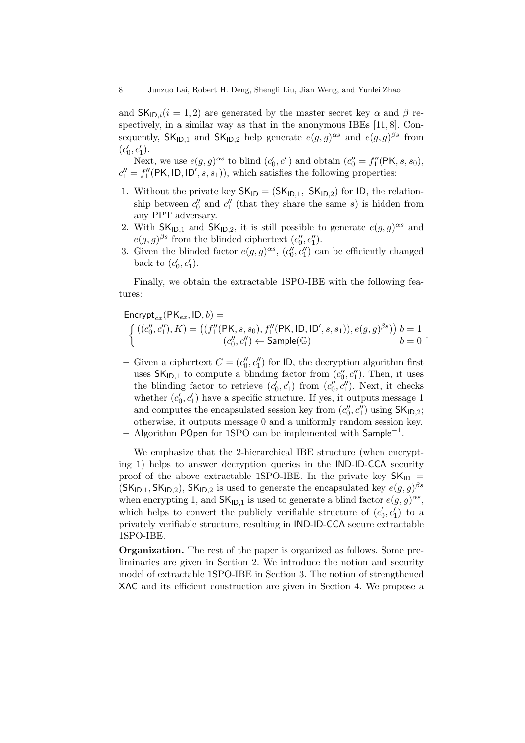and $\mathsf{SK}_{\mathsf{ID},i} (i = 1, 2)$ are generated by the master secret key $\alpha$ and $\beta$ respectively, in a similar way as that in the anonymous IBEs [11, 8]. Consequently, $\mathsf{SK}_{\mathsf{ID},1}$ and $\mathsf{SK}_{\mathsf{ID},2}$ help generate $e(g, g)^{\alpha s}$ and $e(g, g)^{\beta s}$ from $(c_0', c_1')$.

Next, we use $e(g, g)^{\alpha s}$ to blind $(c_0', c_1')$ and obtain $(c_0'' = f_1''(\mathsf{PK}, s, s_0)$, $c_1'' = f_1''(\mathsf{PK}, \mathsf{ID}, \mathsf{ID}', s, s_1))$, which satisfies the following properties:

1. Without the private key $\mathsf{SK}_{\mathsf{ID}} = (\mathsf{SK}_{\mathsf{ID},1},\ \mathsf{SK}_{\mathsf{ID},2})$ for $\mathsf{ID}$, the relationship between $c_0''$ and $c_1''$ (that they share the same $s$) is hidden from any PPT adversary.
2. With $\mathsf{SK}_{\mathsf{ID},1}$ and $\mathsf{SK}_{\mathsf{ID},2}$, it is still possible to generate $e(g, g)^{\alpha s}$ and $e(g, g)^{\beta s}$ from the blinded ciphertext $(c_0'', c_1'')$.
3. Given the blinded factor $e(g, g)^{\alpha s}$, $(c_0'', c_1'')$ can be efficiently changed back to $(c_0', c_1')$.

Finally, we obtain the extractable 1SPO-IBE with the following features:

$$\mathsf{Encrypt}_{ex}(\mathsf{PK}_{ex}, \mathsf{ID}, b) = \\ \begin{cases} ((c_0'', c_1''), K) = \big((f_1''(\mathsf{PK}, s, s_0), f_1''(\mathsf{PK}, \mathsf{ID}, \mathsf{ID}', s, s_1)), e(g, g)^{\beta s}\big) & b = 1 \\ (c_0'', c_1'') \leftarrow \mathsf{Sample}(\mathbb{G}) & b = 0 \end{cases}.$$

- Given a ciphertext $C = (c_0'', c_1'')$ for $\mathsf{ID}$, the decryption algorithm first uses $\mathsf{SK}_{\mathsf{ID},1}$ to compute a blinding factor from $(c_0'', c_1'')$. Then, it uses the blinding factor to retrieve $(c_0', c_1')$ from $(c_0'', c_1'')$. Next, it checks whether $(c_0', c_1')$ have a specific structure. If yes, it outputs message 1 and computes the encapsulated session key from $(c_0'', c_1'')$ using $\mathsf{SK}_{\mathsf{ID},2}$; otherwise, it outputs message 0 and a uniformly random session key.
- Algorithm $\mathsf{POpen}$ for 1SPO can be implemented with $\mathsf{Sample}^{-1}$.

We emphasize that the 2-hierarchical IBE structure (when encrypting 1) helps to answer decryption queries in the $\mathsf{IND\text{-}ID\text{-}CCA}$ security proof of the above extractable 1SPO-IBE. In the private key $\mathsf{SK}_{\mathsf{ID}} = (\mathsf{SK}_{\mathsf{ID},1}, \mathsf{SK}_{\mathsf{ID},2})$, $\mathsf{SK}_{\mathsf{ID},2}$ is used to generate the encapsulated key $e(g, g)^{\beta s}$ when encrypting 1, and $\mathsf{SK}_{\mathsf{ID},1}$ is used to generate a blind factor $e(g, g)^{\alpha s}$, which helps to convert the publicly verifiable structure of $(c_0', c_1')$ to a privately verifiable structure, resulting in $\mathsf{IND\text{-}ID\text{-}CCA}$ secure extractable 1SPO-IBE.

**Organization.** The rest of the paper is organized as follows. Some preliminaries are given in Section 2. We introduce the notion and security model of extractable 1SPO-IBE in Section 3. The notion of strengthened $\mathsf{XAC}$ and its efficient construction are given in Section 4. We propose a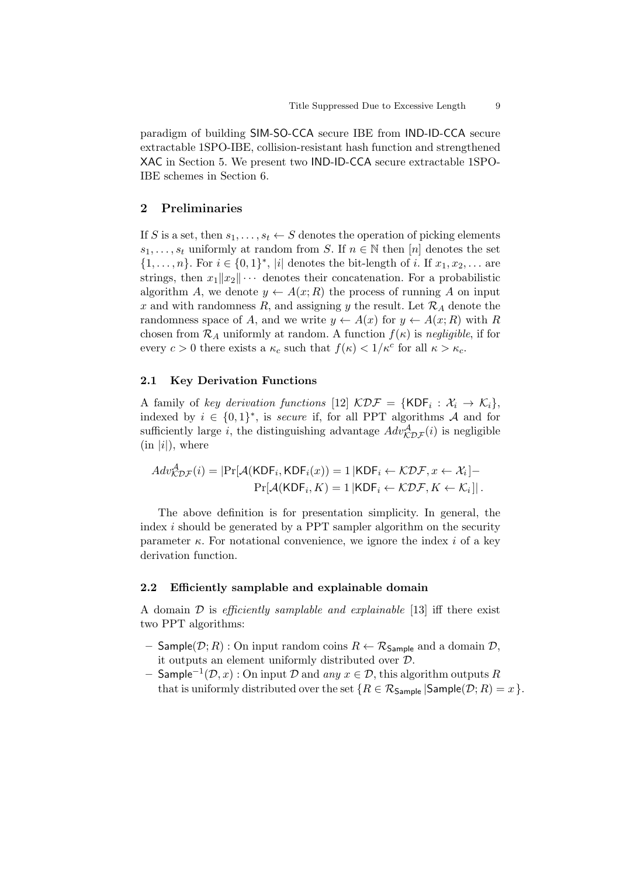paradigm of building SIM-SO-CCA secure IBE from IND-ID-CCA secure extractable 1SPO-IBE, collision-resistant hash function and strengthened XAC in Section 5. We present two IND-ID-CCA secure extractable 1SPO-IBE schemes in Section 6.

## 2 Preliminaries

If $S$ is a set, then $s_1, \dots, s_t \leftarrow S$ denotes the operation of picking elements $s_1, \dots, s_t$ uniformly at random from $S$. If $n \in \mathbb{N}$ then $[n]$ denotes the set $\{1, \dots, n\}$. For $i \in \{0,1\}^*$, $|i|$ denotes the bit-length of $i$. If $x_1, x_2, \dots$ are strings, then $x_1 \| x_2 \| \cdots$ denotes their concatenation. For a probabilistic algorithm $A$, we denote $y \leftarrow A(x; R)$ the process of running $A$ on input $x$ and with randomness $R$, and assigning $y$ the result. Let $\mathcal{R}_A$ denote the randomness space of $A$, and we write $y \leftarrow A(x)$ for $y \leftarrow A(x; R)$ with $R$ chosen from $\mathcal{R}_A$ uniformly at random. A function $f(\kappa)$ is *negligible*, if for every $c > 0$ there exists a $\kappa_c$ such that $f(\kappa) < 1/\kappa^c$ for all $\kappa > \kappa_c$.

### 2.1 Key Derivation Functions

A family of *key derivation functions* [12] $\mathcal{KDF} = \{\mathsf{KDF}_i : \mathcal{X}_i \rightarrow \mathcal{K}_i\}$, indexed by $i \in \{0,1\}^*$, is *secure* if, for all PPT algorithms $\mathcal{A}$ and for sufficiently large $i$, the distinguishing advantage $Adv^{\mathcal{A}}_{\mathcal{KDF}}(i)$ is negligible (in $|i|$), where

$$Adv^{\mathcal{A}}_{\mathcal{KDF}}(i) = |\Pr[\mathcal{A}(\mathsf{KDF}_i, \mathsf{KDF}_i(x)) = 1 \,|\, \mathsf{KDF}_i \leftarrow \mathcal{KDF}, x \leftarrow \mathcal{X}_i] - \Pr[\mathcal{A}(\mathsf{KDF}_i, K) = 1 \,|\, \mathsf{KDF}_i \leftarrow \mathcal{KDF}, K \leftarrow \mathcal{K}_i]| \,.$$

The above definition is for presentation simplicity. In general, the index $i$ should be generated by a PPT sampler algorithm on the security parameter $\kappa$. For notational convenience, we ignore the index $i$ of a key derivation function.

### 2.2 Efficiently samplable and explainable domain

A domain $\mathcal{D}$ is *efficiently samplable and explainable* [13] iff there exist two PPT algorithms:

- $\mathsf{Sample}(\mathcal{D}; R)$ : On input random coins $R \leftarrow \mathcal{R}_{\mathsf{Sample}}$ and a domain $\mathcal{D}$, it outputs an element uniformly distributed over $\mathcal{D}$.
- $\mathsf{Sample}^{-1}(\mathcal{D}, x)$ : On input $\mathcal{D}$ and *any* $x \in \mathcal{D}$, this algorithm outputs $R$ that is uniformly distributed over the set $\{R \in \mathcal{R}_{\mathsf{Sample}} \,|\, \mathsf{Sample}(\mathcal{D}; R) = x\}$.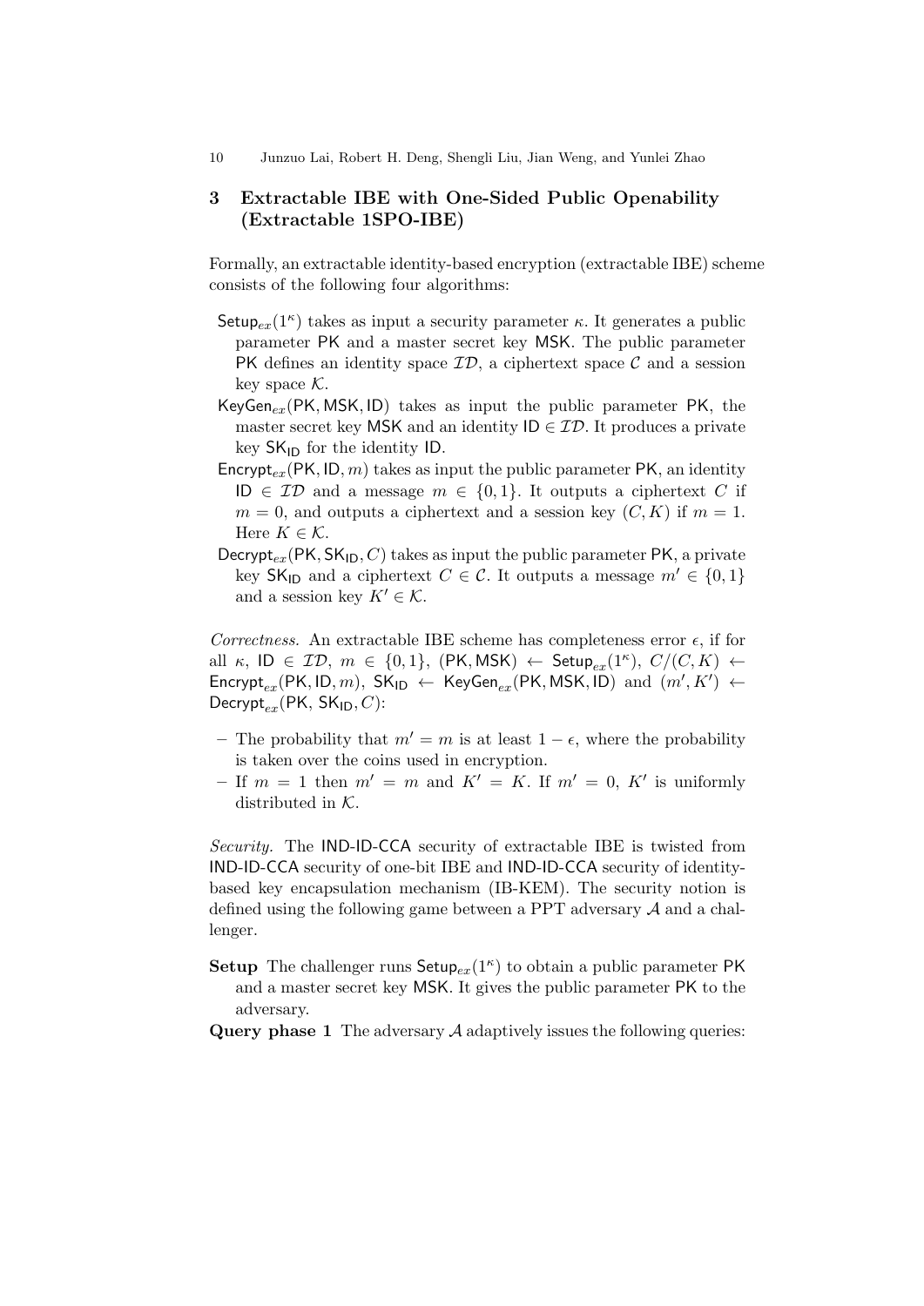## 3 Extractable IBE with One-Sided Public Openability (Extractable 1SPO-IBE)

Formally, an extractable identity-based encryption (extractable IBE) scheme consists of the following four algorithms:

$\mathsf{Setup}_{ex}(1^\kappa)$ takes as input a security parameter $\kappa$. It generates a public parameter $\mathsf{PK}$ and a master secret key $\mathsf{MSK}$. The public parameter $\mathsf{PK}$ defines an identity space $\mathcal{ID}$, a ciphertext space $\mathcal{C}$ and a session key space $\mathcal{K}$.

$\mathsf{KeyGen}_{ex}(\mathsf{PK}, \mathsf{MSK}, \mathsf{ID})$ takes as input the public parameter $\mathsf{PK}$, the master secret key $\mathsf{MSK}$ and an identity $\mathsf{ID} \in \mathcal{ID}$. It produces a private key $\mathsf{SK}_{\mathsf{ID}}$ for the identity $\mathsf{ID}$.

$\mathsf{Encrypt}_{ex}(\mathsf{PK}, \mathsf{ID}, m)$ takes as input the public parameter $\mathsf{PK}$, an identity $\mathsf{ID} \in \mathcal{ID}$ and a message $m \in \{0,1\}$. It outputs a ciphertext $C$ if $m = 0$, and outputs a ciphertext and a session key $(C, K)$ if $m = 1$. Here $K \in \mathcal{K}$.

$\mathsf{Decrypt}_{ex}(\mathsf{PK}, \mathsf{SK}_{\mathsf{ID}}, C)$ takes as input the public parameter $\mathsf{PK}$, a private key $\mathsf{SK}_{\mathsf{ID}}$ and a ciphertext $C \in \mathcal{C}$. It outputs a message $m' \in \{0,1\}$ and a session key $K' \in \mathcal{K}$.

*Correctness.* An extractable IBE scheme has completeness error $\epsilon$, if for all $\kappa$, $\mathsf{ID} \in \mathcal{ID}$, $m \in \{0,1\}$, $(\mathsf{PK}, \mathsf{MSK}) \leftarrow \mathsf{Setup}_{ex}(1^\kappa)$, $C/(C,K) \leftarrow \mathsf{Encrypt}_{ex}(\mathsf{PK}, \mathsf{ID}, m)$, $\mathsf{SK}_{\mathsf{ID}} \leftarrow \mathsf{KeyGen}_{ex}(\mathsf{PK}, \mathsf{MSK}, \mathsf{ID})$ and $(m', K') \leftarrow \mathsf{Decrypt}_{ex}(\mathsf{PK}, \mathsf{SK}_{\mathsf{ID}}, C)$:

- The probability that $m' = m$ is at least $1 - \epsilon$, where the probability is taken over the coins used in encryption.
- If $m = 1$ then $m' = m$ and $K' = K$. If $m' = 0$, $K'$ is uniformly distributed in $\mathcal{K}$.

*Security.* The IND-ID-CCA security of extractable IBE is twisted from IND-ID-CCA security of one-bit IBE and IND-ID-CCA security of identity-based key encapsulation mechanism (IB-KEM). The security notion is defined using the following game between a PPT adversary $\mathcal{A}$ and a challenger.

**Setup** The challenger runs $\mathsf{Setup}_{ex}(1^\kappa)$ to obtain a public parameter $\mathsf{PK}$ and a master secret key $\mathsf{MSK}$. It gives the public parameter $\mathsf{PK}$ to the adversary.

**Query phase 1** The adversary $\mathcal{A}$ adaptively issues the following queries: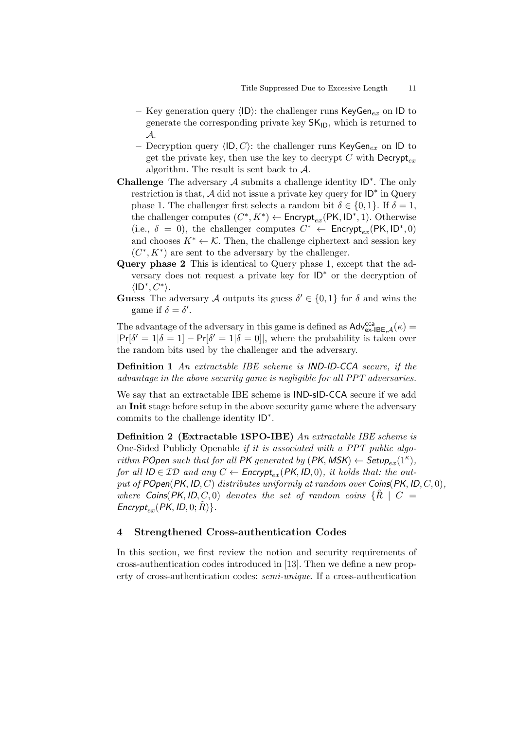- Key generation query $\langle \mathsf{ID} \rangle$: the challenger runs $\mathsf{KeyGen}_{ex}$ on $\mathsf{ID}$ to generate the corresponding private key $\mathsf{SK}_{\mathsf{ID}}$, which is returned to $\mathcal{A}$.
- Decryption query $\langle \mathsf{ID}, C \rangle$: the challenger runs $\mathsf{KeyGen}_{ex}$ on $\mathsf{ID}$ to get the private key, then use the key to decrypt $C$ with $\mathsf{Decrypt}_{ex}$ algorithm. The result is sent back to $\mathcal{A}$.

**Challenge** The adversary $\mathcal{A}$ submits a challenge identity $\mathsf{ID}^*$. The only restriction is that, $\mathcal{A}$ did not issue a private key query for $\mathsf{ID}^*$ in Query phase 1. The challenger first selects a random bit $\delta \in \{0, 1\}$. If $\delta = 1$, the challenger computes $(C^*, K^*) \leftarrow \mathsf{Encrypt}_{ex}(\mathsf{PK}, \mathsf{ID}^*, 1)$. Otherwise (i.e., $\delta = 0$), the challenger computes $C^* \leftarrow \mathsf{Encrypt}_{ex}(\mathsf{PK}, \mathsf{ID}^*, 0)$ and chooses $K^* \leftarrow \mathcal{K}$. Then, the challenge ciphertext and session key $(C^*, K^*)$ are sent to the adversary by the challenger.

**Query phase 2** This is identical to Query phase 1, except that the adversary does not request a private key for $\mathsf{ID}^*$ or the decryption of $\langle \mathsf{ID}^*, C^* \rangle$.

**Guess** The adversary $\mathcal{A}$ outputs its guess $\delta' \in \{0, 1\}$ for $\delta$ and wins the game if $\delta = \delta'$.

The advantage of the adversary in this game is defined as $\mathsf{Adv}^{\mathsf{cca}}_{\mathsf{ex\text{-}IBE},\mathcal{A}}(\kappa) = |\Pr[\delta' = 1 | \delta = 1] - \Pr[\delta' = 1 | \delta = 0]|$, where the probability is taken over the random bits used by the challenger and the adversary.

**Definition 1** *An extractable IBE scheme is* IND-ID-CCA *secure, if the advantage in the above security game is negligible for all PPT adversaries.*

We say that an extractable IBE scheme is IND-sID-CCA secure if we add an **Init** stage before setup in the above security game where the adversary commits to the challenge identity $\mathsf{ID}^*$.

**Definition 2 (Extractable 1SPO-IBE)** *An extractable IBE scheme is* One-Sided Publicly Openable *if it is associated with a PPT public algorithm* $\mathsf{POpen}$ *such that for all* $\mathsf{PK}$ *generated by* $(\mathsf{PK}, \mathsf{MSK}) \leftarrow \mathsf{Setup}_{ex}(1^\kappa)$*, for all* $\mathsf{ID} \in \mathcal{ID}$ *and any* $C \leftarrow \mathsf{Encrypt}_{ex}(\mathsf{PK}, \mathsf{ID}, 0)$*, it holds that: the output of* $\mathsf{POpen}(\mathsf{PK}, \mathsf{ID}, C)$ *distributes uniformly at random over* $\mathsf{Coins}(\mathsf{PK}, \mathsf{ID}, C, 0)$*, where* $\mathsf{Coins}(\mathsf{PK}, \mathsf{ID}, C, 0)$ *denotes the set of random coins* $\{\tilde{R} \mid C = \mathsf{Encrypt}_{ex}(\mathsf{PK}, \mathsf{ID}, 0; \tilde{R})\}$.

## 4 Strengthened Cross-authentication Codes

In this section, we first review the notion and security requirements of cross-authentication codes introduced in [13]. Then we define a new property of cross-authentication codes: *semi-unique*. If a cross-authentication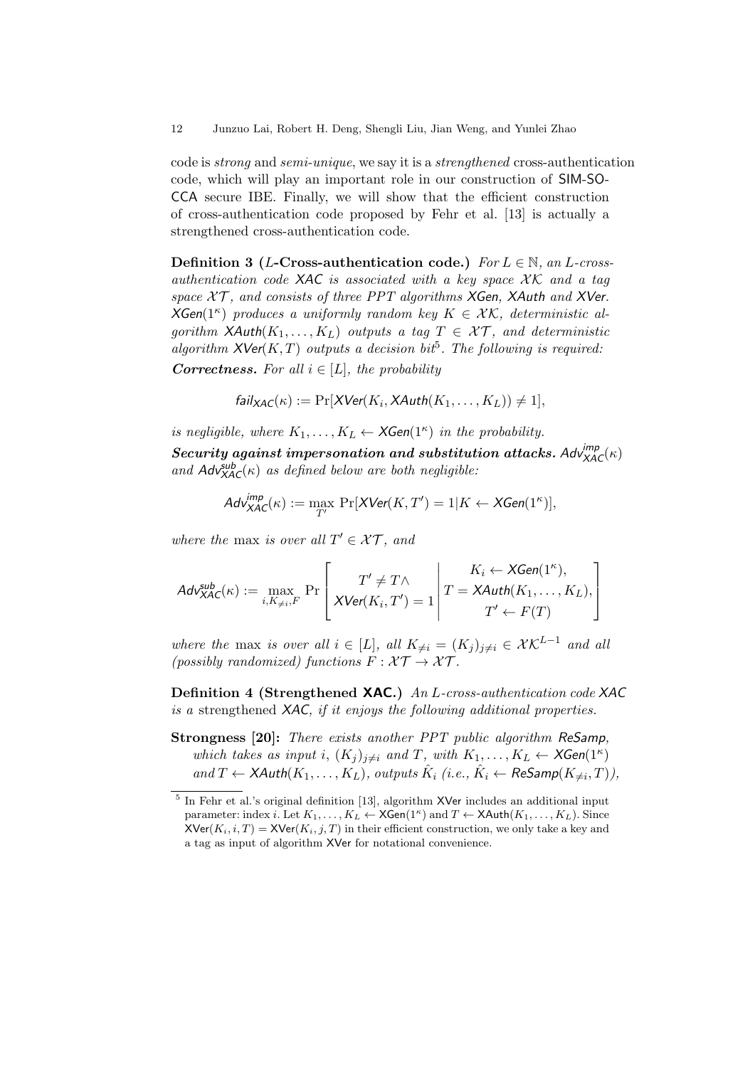code is *strong* and *semi-unique*, we say it is a *strengthened* cross-authentication code, which will play an important role in our construction of SIM-SO-CCA secure IBE. Finally, we will show that the efficient construction of cross-authentication code proposed by Fehr et al. [13] is actually a strengthened cross-authentication code.

**Definition 3 ($L$-Cross-authentication code.)** *For $L \in \mathbb{N}$, an $L$-cross-authentication code $\mathsf{XAC}$ is associated with a key space $\mathcal{XK}$ and a tag space $\mathcal{XT}$, and consists of three PPT algorithms $\mathsf{XGen}$, $\mathsf{XAuth}$ and $\mathsf{XVer}$. $\mathsf{XGen}(1^\kappa)$ produces a uniformly random key $K \in \mathcal{XK}$, deterministic algorithm $\mathsf{XAuth}(K_1, \ldots, K_L)$ outputs a tag $T \in \mathcal{XT}$, and deterministic algorithm $\mathsf{XVer}(K, T)$ outputs a decision bit*[5]*. The following is required:*

***Correctness.*** *For all $i \in [L]$, the probability*

$$\mathsf{fail}_{\mathsf{XAC}}(\kappa) := \Pr[\mathsf{XVer}(K_i, \mathsf{XAuth}(K_1, \ldots, K_L)) \neq 1],$$

*is negligible, where $K_1, \ldots, K_L \leftarrow \mathsf{XGen}(1^\kappa)$ in the probability.*

***Security against impersonation and substitution attacks.*** *$\mathsf{Adv}^{imp}_{\mathsf{XAC}}(\kappa)$ and $\mathsf{Adv}^{sub}_{\mathsf{XAC}}(\kappa)$ as defined below are both negligible:*

$$\mathsf{Adv}^{imp}_{\mathsf{XAC}}(\kappa) := \max_{T'} \Pr[\mathsf{XVer}(K, T') = 1 | K \leftarrow \mathsf{XGen}(1^\kappa)],$$

*where the* max *is over all $T' \in \mathcal{XT}$, and*

$$\mathsf{Adv}^{sub}_{\mathsf{XAC}}(\kappa) := \max_{i, K_{\neq i}, F} \Pr\left[\begin{array}{c} T' \neq T \wedge \\ \mathsf{XVer}(K_i, T') = 1 \end{array} \middle| \begin{array}{c} K_i \leftarrow \mathsf{XGen}(1^\kappa), \\ T = \mathsf{XAuth}(K_1, \ldots, K_L), \\ T' \leftarrow F(T) \end{array}\right]$$

*where the* max *is over all $i \in [L]$, all $K_{\neq i} = (K_j)_{j \neq i} \in \mathcal{XK}^{L-1}$ and all (possibly randomized) functions $F : \mathcal{XT} \rightarrow \mathcal{XT}$.*

**Definition 4 (Strengthened XAC.)** *An $L$-cross-authentication code $\mathsf{XAC}$ is a* strengthened *$\mathsf{XAC}$, if it enjoys the following additional properties.*

**Strongness [20]:** *There exists another PPT public algorithm $\mathsf{ReSamp}$, which takes as input $i$, $(K_j)_{j \neq i}$ and $T$, with $K_1, \ldots, K_L \leftarrow \mathsf{XGen}(1^\kappa)$ and $T \leftarrow \mathsf{XAuth}(K_1, \ldots, K_L)$, outputs $\hat{K}_i$ (i.e., $\hat{K}_i \leftarrow \mathsf{ReSamp}(K_{\neq i}, T)$),*

---

[5] In Fehr et al.'s original definition [13], algorithm XVer includes an additional input parameter: index $i$. Let $K_1, \ldots, K_L \leftarrow \mathsf{XGen}(1^\kappa)$ and $T \leftarrow \mathsf{XAuth}(K_1, \ldots, K_L)$. Since $\mathsf{XVer}(K_i, i, T) = \mathsf{XVer}(K_i, j, T)$ in their efficient construction, we only take a key and a tag as input of algorithm XVer for notational convenience.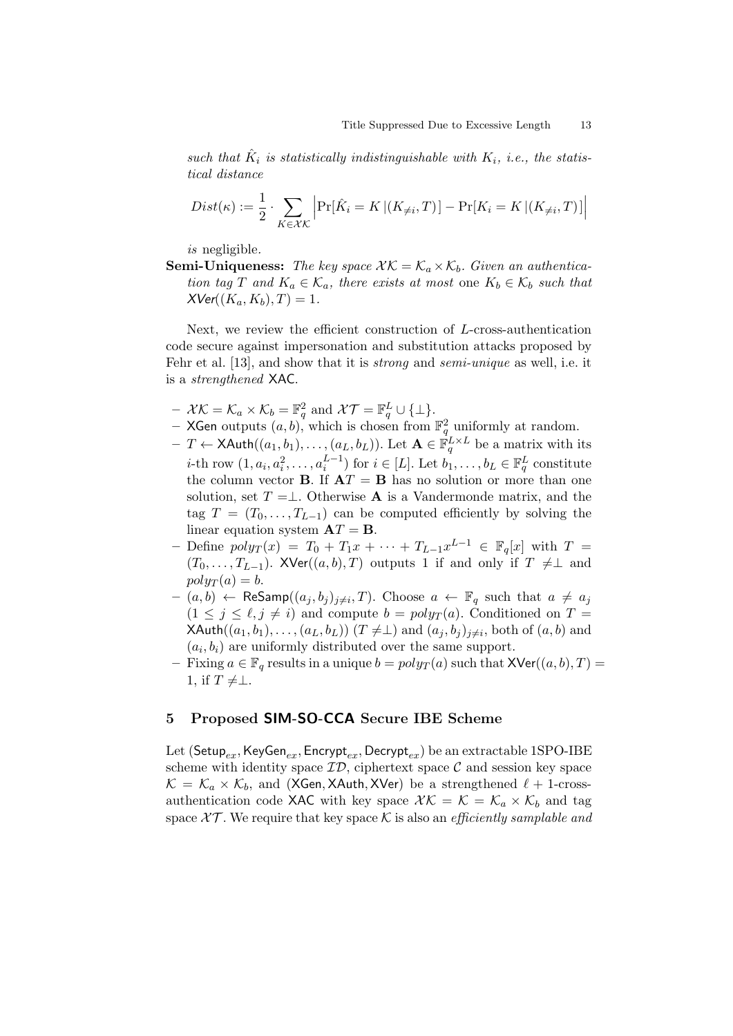*such that $\hat{K}_i$ is statistically indistinguishable with $K_i$, i.e., the statistical distance*

$$Dist(\kappa) := \frac{1}{2} \cdot \sum_{K \in \mathcal{XK}} \left| \Pr[\hat{K}_i = K \,|(K_{\neq i}, T)] - \Pr[K_i = K \,|(K_{\neq i}, T)] \right|$$

*is* negligible.

**Semi-Uniqueness:** *The key space $\mathcal{XK} = \mathcal{K}_a \times \mathcal{K}_b$. Given an authentication tag $T$ and $K_a \in \mathcal{K}_a$, there exists at most* one *$K_b \in \mathcal{K}_b$ such that $\mathsf{XVer}((K_a, K_b), T) = 1$.*

Next, we review the efficient construction of $L$-cross-authentication code secure against impersonation and substitution attacks proposed by Fehr et al. [13], and show that it is *strong* and *semi-unique* as well, i.e. it is a *strengthened* XAC.

- $\mathcal{XK} = \mathcal{K}_a \times \mathcal{K}_b = \mathbb{F}_q^2$ and $\mathcal{XT} = \mathbb{F}_q^L \cup \{\perp\}$.
- XGen outputs $(a, b)$, which is chosen from $\mathbb{F}_q^2$ uniformly at random.
- $T \leftarrow \mathsf{XAuth}((a_1, b_1), \ldots, (a_L, b_L))$. Let $\mathbf{A} \in \mathbb{F}_q^{L \times L}$ be a matrix with its $i$-th row $(1, a_i, a_i^2, \ldots, a_i^{L-1})$ for $i \in [L]$. Let $b_1, \ldots, b_L \in \mathbb{F}_q^L$ constitute the column vector $\mathbf{B}$. If $\mathbf{A}T = \mathbf{B}$ has no solution or more than one solution, set $T = \perp$. Otherwise $\mathbf{A}$ is a Vandermonde matrix, and the tag $T = (T_0, \ldots, T_{L-1})$ can be computed efficiently by solving the linear equation system $\mathbf{A}T = \mathbf{B}$.
- Define $poly_T(x) = T_0 + T_1 x + \cdots + T_{L-1} x^{L-1} \in \mathbb{F}_q[x]$ with $T = (T_0, \ldots, T_{L-1})$. $\mathsf{XVer}((a, b), T)$ outputs 1 if and only if $T \neq \perp$ and $poly_T(a) = b$.
- $(a, b) \leftarrow \mathsf{ReSamp}((a_j, b_j)_{j \neq i}, T)$. Choose $a \leftarrow \mathbb{F}_q$ such that $a \neq a_j$ $(1 \leq j \leq \ell, j \neq i)$ and compute $b = poly_T(a)$. Conditioned on $T = \mathsf{XAuth}((a_1, b_1), \ldots, (a_L, b_L))$ $(T \neq \perp)$ and $(a_j, b_j)_{j \neq i}$, both of $(a, b)$ and $(a_i, b_i)$ are uniformly distributed over the same support.
- Fixing $a \in \mathbb{F}_q$ results in a unique $b = poly_T(a)$ such that $\mathsf{XVer}((a, b), T) = 1$, if $T \neq \perp$.

## 5 Proposed SIM-SO-CCA Secure IBE Scheme

Let $(\mathsf{Setup}_{ex}, \mathsf{KeyGen}_{ex}, \mathsf{Encrypt}_{ex}, \mathsf{Decrypt}_{ex})$ be an extractable 1SPO-IBE scheme with identity space $\mathcal{ID}$, ciphertext space $\mathcal{C}$ and session key space $\mathcal{K} = \mathcal{K}_a \times \mathcal{K}_b$, and $(\mathsf{XGen}, \mathsf{XAuth}, \mathsf{XVer})$ be a strengthened $\ell + 1$-cross-authentication code XAC with key space $\mathcal{XK} = \mathcal{K} = \mathcal{K}_a \times \mathcal{K}_b$ and tag space $\mathcal{XT}$. We require that key space $\mathcal{K}$ is also an *efficiently samplable and*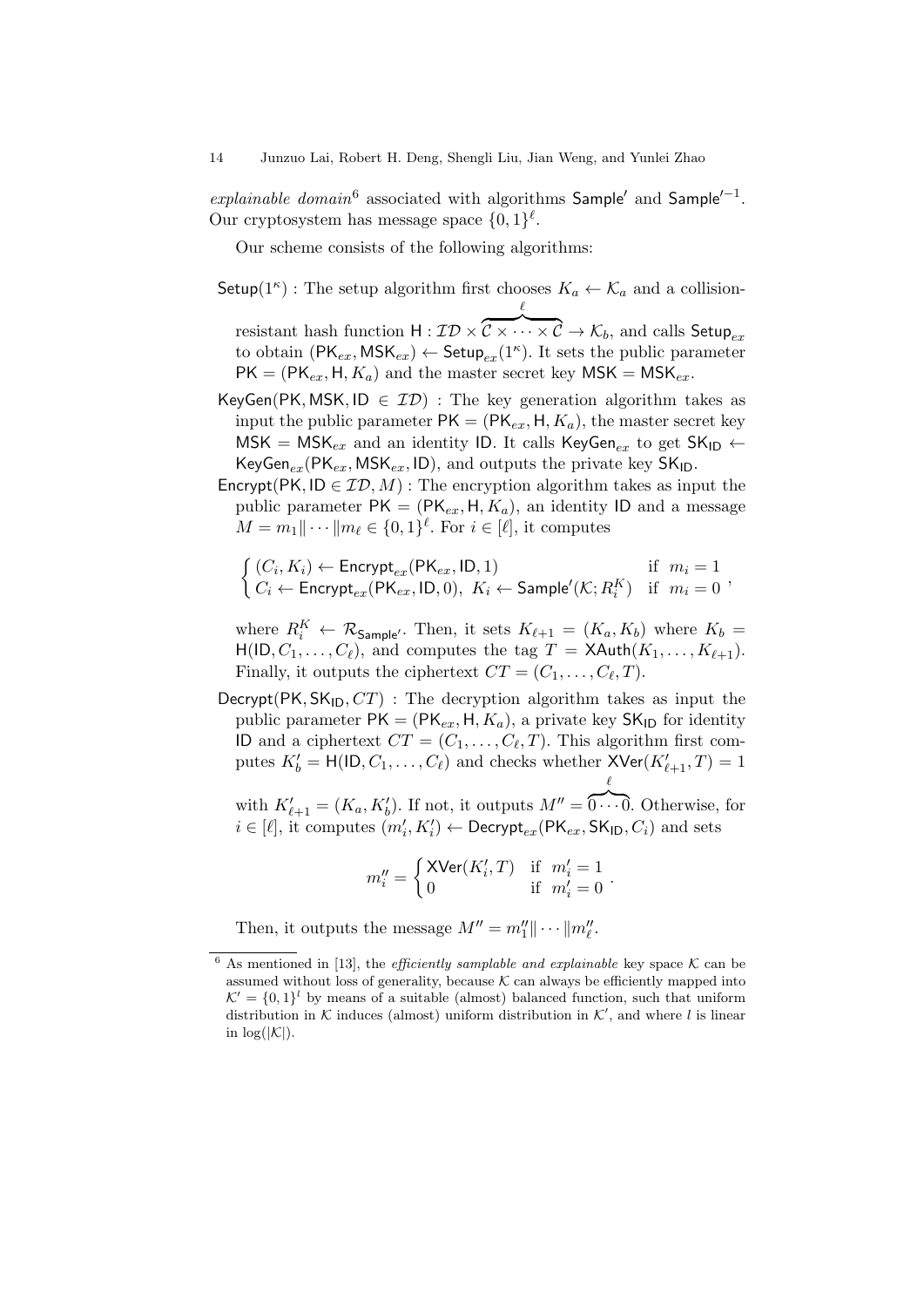*explainable domain*[6] associated with algorithms $\mathsf{Sample}'$ and $\mathsf{Sample}'^{-1}$. Our cryptosystem has message space $\{0,1\}^\ell$.

Our scheme consists of the following algorithms:

$\mathsf{Setup}(1^\kappa)$ : The setup algorithm first chooses $K_a \leftarrow \mathcal{K}_a$ and a collision-resistant hash function $\mathsf{H} : \mathcal{ID} \times \overbrace{\mathcal{C} \times \cdots \times \mathcal{C}}^{\ell} \to \mathcal{K}_b$, and calls $\mathsf{Setup}_{ex}$ to obtain $(\mathsf{PK}_{ex}, \mathsf{MSK}_{ex}) \leftarrow \mathsf{Setup}_{ex}(1^\kappa)$. It sets the public parameter $\mathsf{PK} = (\mathsf{PK}_{ex}, \mathsf{H}, K_a)$ and the master secret key $\mathsf{MSK} = \mathsf{MSK}_{ex}$.

$\mathsf{KeyGen}(\mathsf{PK}, \mathsf{MSK}, \mathsf{ID} \in \mathcal{ID})$ : The key generation algorithm takes as input the public parameter $\mathsf{PK} = (\mathsf{PK}_{ex}, \mathsf{H}, K_a)$, the master secret key $\mathsf{MSK} = \mathsf{MSK}_{ex}$ and an identity $\mathsf{ID}$. It calls $\mathsf{KeyGen}_{ex}$ to get $\mathsf{SK}_{\mathsf{ID}} \leftarrow \mathsf{KeyGen}_{ex}(\mathsf{PK}_{ex}, \mathsf{MSK}_{ex}, \mathsf{ID})$, and outputs the private key $\mathsf{SK}_{\mathsf{ID}}$.

$\mathsf{Encrypt}(\mathsf{PK}, \mathsf{ID} \in \mathcal{ID}, M)$ : The encryption algorithm takes as input the public parameter $\mathsf{PK} = (\mathsf{PK}_{ex}, \mathsf{H}, K_a)$, an identity $\mathsf{ID}$ and a message $M = m_1 \| \cdots \| m_\ell \in \{0,1\}^\ell$. For $i \in [\ell]$, it computes

$$\begin{cases} (C_i, K_i) \leftarrow \mathsf{Encrypt}_{ex}(\mathsf{PK}_{ex}, \mathsf{ID}, 1) & \text{if } \ m_i = 1 \\ C_i \leftarrow \mathsf{Encrypt}_{ex}(\mathsf{PK}_{ex}, \mathsf{ID}, 0), \ K_i \leftarrow \mathsf{Sample}'(\mathcal{K}; R_i^K) & \text{if } \ m_i = 0 \end{cases},$$

where $R_i^K \leftarrow \mathcal{R}_{\mathsf{Sample}'}$. Then, it sets $K_{\ell+1} = (K_a, K_b)$ where $K_b = \mathsf{H}(\mathsf{ID}, C_1, \ldots, C_\ell)$, and computes the tag $T = \mathsf{XAuth}(K_1, \ldots, K_{\ell+1})$. Finally, it outputs the ciphertext $CT = (C_1, \ldots, C_\ell, T)$.

$\mathsf{Decrypt}(\mathsf{PK}, \mathsf{SK}_{\mathsf{ID}}, CT)$ : The decryption algorithm takes as input the public parameter $\mathsf{PK} = (\mathsf{PK}_{ex}, \mathsf{H}, K_a)$, a private key $\mathsf{SK}_{\mathsf{ID}}$ for identity $\mathsf{ID}$ and a ciphertext $CT = (C_1, \ldots, C_\ell, T)$. This algorithm first computes $K_b' = \mathsf{H}(\mathsf{ID}, C_1, \ldots, C_\ell)$ and checks whether $\mathsf{XVer}(K_{\ell+1}', T) = 1$ with $K_{\ell+1}' = (K_a, K_b')$. If not, it outputs $M'' = \overbrace{0 \cdots 0}^{\ell}$. Otherwise, for $i \in [\ell]$, it computes $(m_i', K_i') \leftarrow \mathsf{Decrypt}_{ex}(\mathsf{PK}_{ex}, \mathsf{SK}_{\mathsf{ID}}, C_i)$ and sets

$$m_i'' = \begin{cases} \mathsf{XVer}(K_i', T) & \text{if } \ m_i' = 1 \\ 0 & \text{if } \ m_i' = 0 \end{cases}.$$

Then, it outputs the message $M'' = m_1'' \| \cdots \| m_\ell''$.

---

[6] As mentioned in [13], the *efficiently samplable and explainable* key space $\mathcal{K}$ can be assumed without loss of generality, because $\mathcal{K}$ can always be efficiently mapped into $\mathcal{K}' = \{0,1\}^l$ by means of a suitable (almost) balanced function, such that uniform distribution in $\mathcal{K}$ induces (almost) uniform distribution in $\mathcal{K}'$, and where $l$ is linear in $\log(|\mathcal{K}|)$.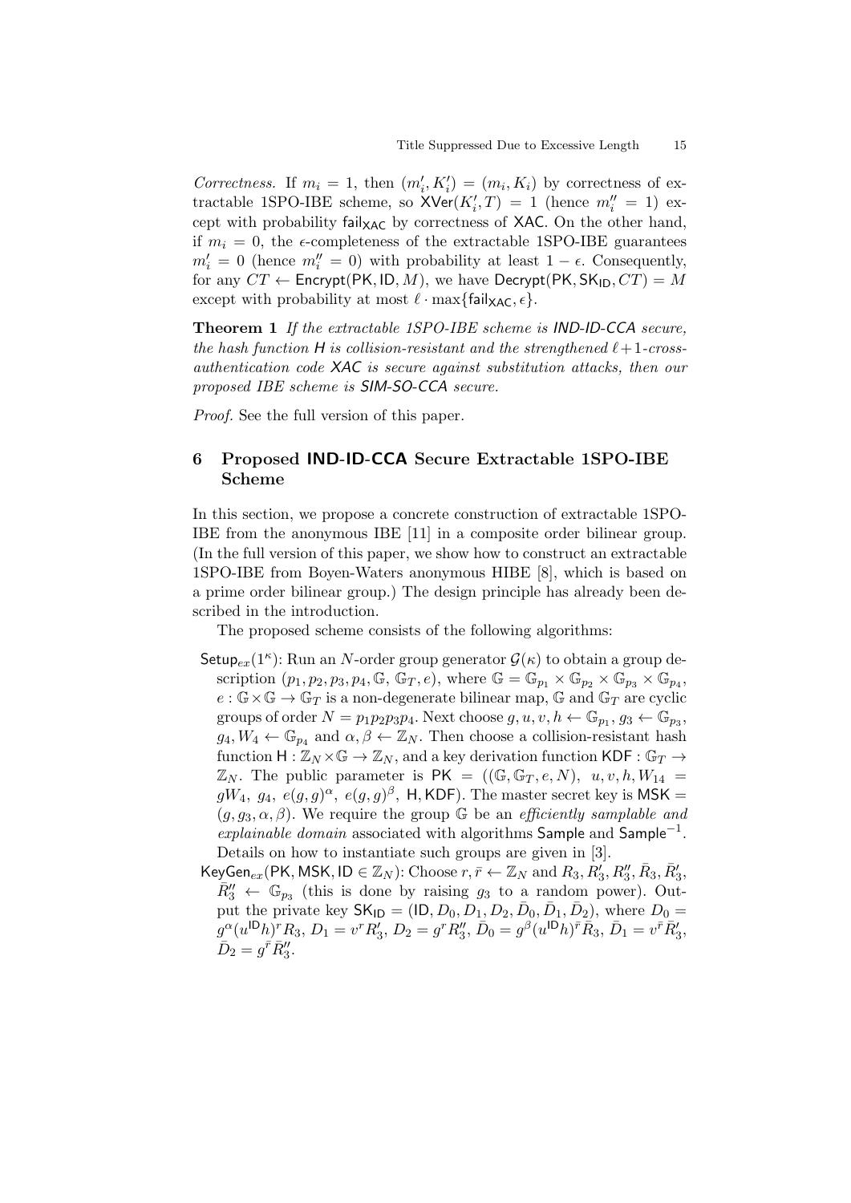*Correctness.* If $m_i = 1$, then $(m_i', K_i') = (m_i, K_i)$ by correctness of extractable 1SPO-IBE scheme, so $\mathsf{XVer}(K_i', T) = 1$ (hence $m_i'' = 1$) except with probability $\mathsf{fail}_{\mathsf{XAC}}$ by correctness of $\mathsf{XAC}$. On the other hand, if $m_i = 0$, the $\epsilon$-completeness of the extractable 1SPO-IBE guarantees $m_i' = 0$ (hence $m_i'' = 0$) with probability at least $1 - \epsilon$. Consequently, for any $CT \leftarrow \mathsf{Encrypt}(\mathsf{PK}, \mathsf{ID}, M)$, we have $\mathsf{Decrypt}(\mathsf{PK}, \mathsf{SK}_{\mathsf{ID}}, CT) = M$ except with probability at most $\ell \cdot \max\{\mathsf{fail}_{\mathsf{XAC}}, \epsilon\}$.

**Theorem 1** *If the extractable 1SPO-IBE scheme is* IND-ID-CCA *secure, the hash function* $\mathsf{H}$ *is collision-resistant and the strengthened* $\ell+1$*-cross-authentication code* $\mathsf{XAC}$ *is secure against substitution attacks, then our proposed IBE scheme is* SIM-SO-CCA *secure.*

*Proof.* See the full version of this paper.

## 6 Proposed IND-ID-CCA Secure Extractable 1SPO-IBE Scheme

In this section, we propose a concrete construction of extractable 1SPO-IBE from the anonymous IBE [11] in a composite order bilinear group. (In the full version of this paper, we show how to construct an extractable 1SPO-IBE from Boyen-Waters anonymous HIBE [8], which is based on a prime order bilinear group.) The design principle has already been described in the introduction.

The proposed scheme consists of the following algorithms:

- $\mathsf{Setup}_{ex}(1^\kappa)$: Run an $N$-order group generator $\mathcal{G}(\kappa)$ to obtain a group description $(p_1, p_2, p_3, p_4, \mathbb{G}, \mathbb{G}_T, e)$, where $\mathbb{G} = \mathbb{G}_{p_1} \times \mathbb{G}_{p_2} \times \mathbb{G}_{p_3} \times \mathbb{G}_{p_4}$, $e : \mathbb{G} \times \mathbb{G} \rightarrow \mathbb{G}_T$ is a non-degenerate bilinear map, $\mathbb{G}$ and $\mathbb{G}_T$ are cyclic groups of order $N = p_1 p_2 p_3 p_4$. Next choose $g, u, v, h \leftarrow \mathbb{G}_{p_1}$, $g_3 \leftarrow \mathbb{G}_{p_3}$, $g_4, W_4 \leftarrow \mathbb{G}_{p_4}$ and $\alpha, \beta \leftarrow \mathbb{Z}_N$. Then choose a collision-resistant hash function $\mathsf{H} : \mathbb{Z}_N \times \mathbb{G} \rightarrow \mathbb{Z}_N$, and a key derivation function $\mathsf{KDF} : \mathbb{G}_T \rightarrow \mathbb{Z}_N$. The public parameter is $\mathsf{PK} = ((\mathbb{G}, \mathbb{G}_T, e, N),\ u, v, h, W_{14} = gW_4,\ g_4,\ e(g,g)^\alpha,\ e(g,g)^\beta,\ \mathsf{H}, \mathsf{KDF})$. The master secret key is $\mathsf{MSK} = (g, g_3, \alpha, \beta)$. We require the group $\mathbb{G}$ be an *efficiently samplable and explainable domain* associated with algorithms $\mathsf{Sample}$ and $\mathsf{Sample}^{-1}$. Details on how to instantiate such groups are given in [3].
- $\mathsf{KeyGen}_{ex}(\mathsf{PK}, \mathsf{MSK}, \mathsf{ID} \in \mathbb{Z}_N)$: Choose $r, \bar{r} \leftarrow \mathbb{Z}_N$ and $R_3, R_3', R_3'', \bar{R}_3, \bar{R}_3', \bar{R}_3'' \leftarrow \mathbb{G}_{p_3}$ (this is done by raising $g_3$ to a random power). Output the private key $\mathsf{SK}_{\mathsf{ID}} = (\mathsf{ID}, D_0, D_1, D_2, \bar{D}_0, \bar{D}_1, \bar{D}_2)$, where $D_0 = g^\alpha (u^{\mathsf{ID}} h)^r R_3$, $D_1 = v^r R_3'$, $D_2 = g^r R_3''$, $\bar{D}_0 = g^\beta (u^{\mathsf{ID}} h)^{\bar{r}} \bar{R}_3$, $\bar{D}_1 = v^{\bar{r}} \bar{R}_3'$, $\bar{D}_2 = g^{\bar{r}} \bar{R}_3''$.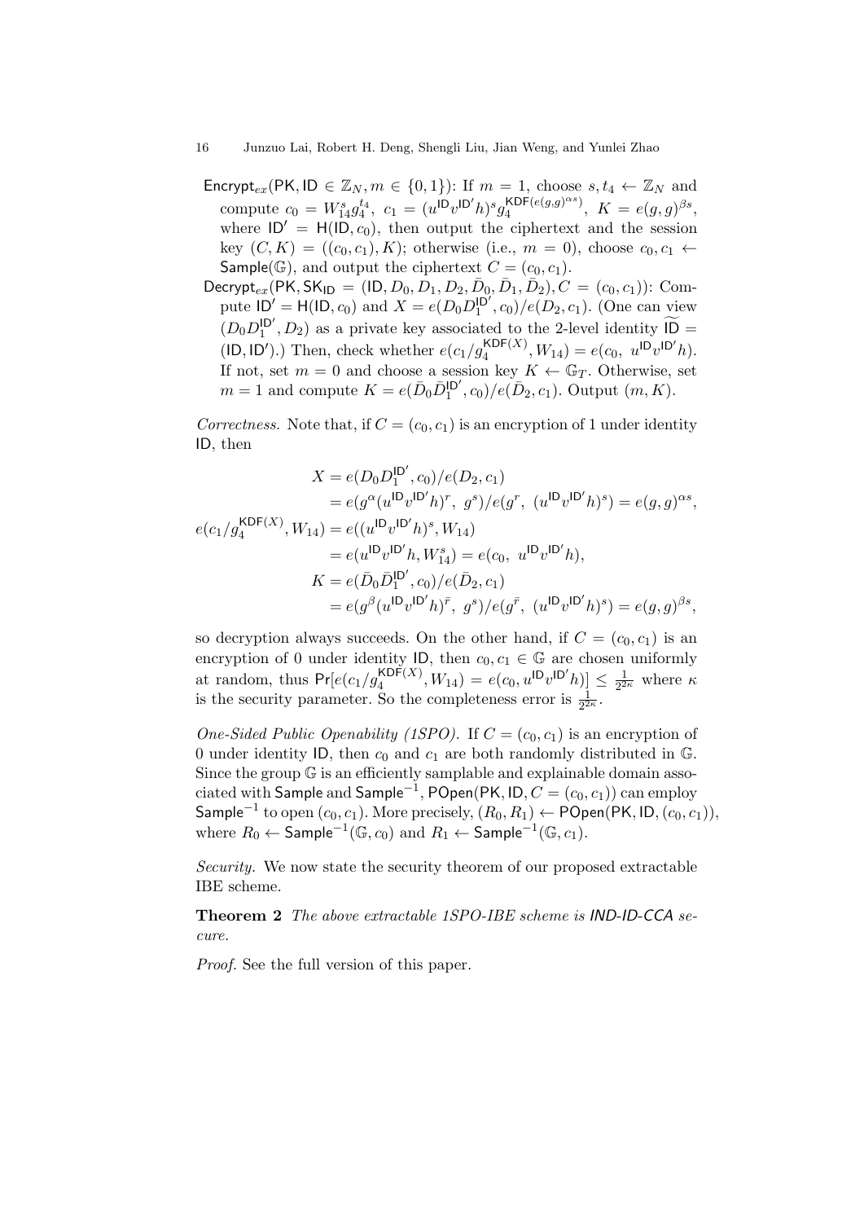- $\mathsf{Encrypt}_{ex}(\mathsf{PK}, \mathsf{ID} \in \mathbb{Z}_N, m \in \{0,1\})$: If $m = 1$, choose $s, t_4 \leftarrow \mathbb{Z}_N$ and compute $c_0 = W_{14}^s g_4^{t_4}$, $c_1 = (u^{\mathsf{ID}} v^{\mathsf{ID}'} h)^s g_4^{\mathsf{KDF}(e(g,g)^{\alpha s})}$, $K = e(g,g)^{\beta s}$, where $\mathsf{ID}' = \mathsf{H}(\mathsf{ID}, c_0)$, then output the ciphertext and the session key $(C, K) = ((c_0, c_1), K)$; otherwise (i.e., $m = 0$), choose $c_0, c_1 \leftarrow \mathsf{Sample}(\mathbb{G})$, and output the ciphertext $C = (c_0, c_1)$.
- $\mathsf{Decrypt}_{ex}(\mathsf{PK}, \mathsf{SK}_{\mathsf{ID}} = (\mathsf{ID}, D_0, D_1, D_2, \bar{D}_0, \bar{D}_1, \bar{D}_2), C = (c_0, c_1))$: Compute $\mathsf{ID}' = \mathsf{H}(\mathsf{ID}, c_0)$ and $X = e(D_0 D_1^{\mathsf{ID}'}, c_0)/e(D_2, c_1)$. (One can view $(D_0 D_1^{\mathsf{ID}'}, D_2)$ as a private key associated to the 2-level identity $\widetilde{\mathsf{ID}} = (\mathsf{ID}, \mathsf{ID}')$.) Then, check whether $e(c_1/g_4^{\mathsf{KDF}(X)}, W_{14}) = e(c_0,\ u^{\mathsf{ID}} v^{\mathsf{ID}'} h)$. If not, set $m = 0$ and choose a session key $K \leftarrow \mathbb{G}_T$. Otherwise, set $m = 1$ and compute $K = e(\bar{D}_0 \bar{D}_1^{\mathsf{ID}'}, c_0)/e(\bar{D}_2, c_1)$. Output $(m, K)$.

*Correctness.* Note that, if $C = (c_0, c_1)$ is an encryption of 1 under identity $\mathsf{ID}$, then

$$
\begin{aligned}
X &= e(D_0 D_1^{\mathsf{ID}'}, c_0)/e(D_2, c_1) \\
&= e(g^{\alpha}(u^{\mathsf{ID}} v^{\mathsf{ID}'} h)^r,\ g^s)/e(g^r,\ (u^{\mathsf{ID}} v^{\mathsf{ID}'} h)^s) = e(g,g)^{\alpha s}, \\
e(c_1/g_4^{\mathsf{KDF}(X)}, W_{14}) &= e((u^{\mathsf{ID}} v^{\mathsf{ID}'} h)^s, W_{14}) \\
&= e(u^{\mathsf{ID}} v^{\mathsf{ID}'} h, W_{14}^s) = e(c_0,\ u^{\mathsf{ID}} v^{\mathsf{ID}'} h), \\
K &= e(\bar{D}_0 \bar{D}_1^{\mathsf{ID}'}, c_0)/e(\bar{D}_2, c_1) \\
&= e(g^{\beta}(u^{\mathsf{ID}} v^{\mathsf{ID}'} h)^{\bar{r}},\ g^s)/e(g^{\bar{r}},\ (u^{\mathsf{ID}} v^{\mathsf{ID}'} h)^s) = e(g,g)^{\beta s},
\end{aligned}
$$

so decryption always succeeds. On the other hand, if $C = (c_0, c_1)$ is an encryption of 0 under identity $\mathsf{ID}$, then $c_0, c_1 \in \mathbb{G}$ are chosen uniformly at random, thus $\Pr[e(c_1/g_4^{\mathsf{KDF}(X)}, W_{14}) = e(c_0, u^{\mathsf{ID}} v^{\mathsf{ID}'} h)] \leq \frac{1}{2^{2\kappa}}$ where $\kappa$ is the security parameter. So the completeness error is $\frac{1}{2^{2\kappa}}$.

*One-Sided Public Openability (1SPO).* If $C = (c_0, c_1)$ is an encryption of 0 under identity $\mathsf{ID}$, then $c_0$ and $c_1$ are both randomly distributed in $\mathbb{G}$. Since the group $\mathbb{G}$ is an efficiently samplable and explainable domain associated with $\mathsf{Sample}$ and $\mathsf{Sample}^{-1}$, $\mathsf{POpen}(\mathsf{PK}, \mathsf{ID}, C = (c_0, c_1))$ can employ $\mathsf{Sample}^{-1}$ to open $(c_0, c_1)$. More precisely, $(R_0, R_1) \leftarrow \mathsf{POpen}(\mathsf{PK}, \mathsf{ID}, (c_0, c_1))$, where $R_0 \leftarrow \mathsf{Sample}^{-1}(\mathbb{G}, c_0)$ and $R_1 \leftarrow \mathsf{Sample}^{-1}(\mathbb{G}, c_1)$.

*Security.* We now state the security theorem of our proposed extractable IBE scheme.

**Theorem 2** *The above extractable 1SPO-IBE scheme is* IND-ID-CCA *secure.*

*Proof.* See the full version of this paper.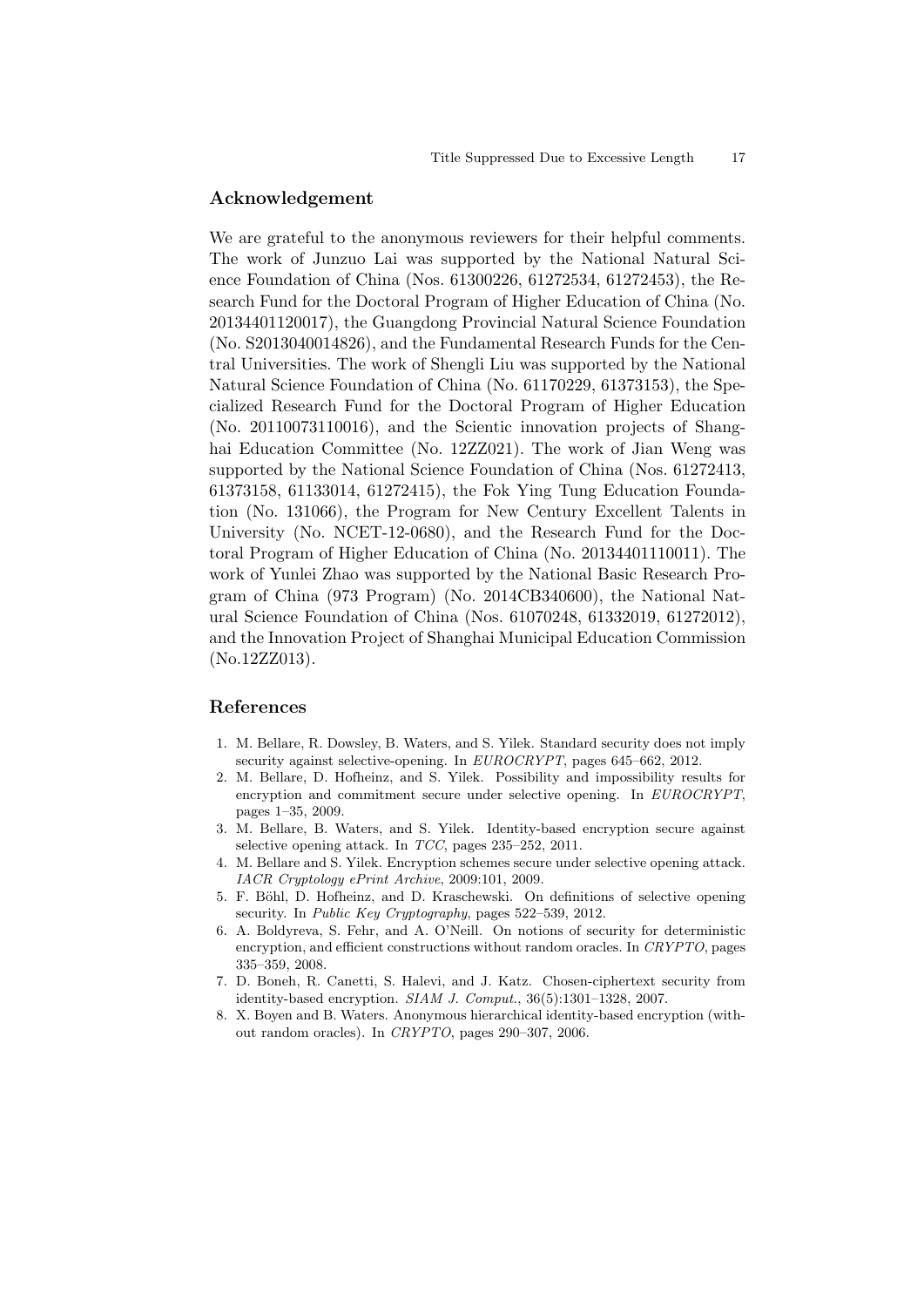## Acknowledgement

We are grateful to the anonymous reviewers for their helpful comments. The work of Junzuo Lai was supported by the National Natural Science Foundation of China (Nos. 61300226, 61272534, 61272453), the Research Fund for the Doctoral Program of Higher Education of China (No. 20134401120017), the Guangdong Provincial Natural Science Foundation (No. S2013040014826), and the Fundamental Research Funds for the Central Universities. The work of Shengli Liu was supported by the National Natural Science Foundation of China (No. 61170229, 61373153), the Specialized Research Fund for the Doctoral Program of Higher Education (No. 20110073110016), and the Scientic innovation projects of Shanghai Education Committee (No. 12ZZ021). The work of Jian Weng was supported by the National Science Foundation of China (Nos. 61272413, 61373158, 61133014, 61272415), the Fok Ying Tung Education Foundation (No. 131066), the Program for New Century Excellent Talents in University (No. NCET-12-0680), and the Research Fund for the Doctoral Program of Higher Education of China (No. 20134401110011). The work of Yunlei Zhao was supported by the National Basic Research Program of China (973 Program) (No. 2014CB340600), the National Natural Science Foundation of China (Nos. 61070248, 61332019, 61272012), and the Innovation Project of Shanghai Municipal Education Commission (No.12ZZ013).

## References

1. M. Bellare, R. Dowsley, B. Waters, and S. Yilek. Standard security does not imply security against selective-opening. In *EUROCRYPT*, pages 645–662, 2012.
2. M. Bellare, D. Hofheinz, and S. Yilek. Possibility and impossibility results for encryption and commitment secure under selective opening. In *EUROCRYPT*, pages 1–35, 2009.
3. M. Bellare, B. Waters, and S. Yilek. Identity-based encryption secure against selective opening attack. In *TCC*, pages 235–252, 2011.
4. M. Bellare and S. Yilek. Encryption schemes secure under selective opening attack. *IACR Cryptology ePrint Archive*, 2009:101, 2009.
5. F. Böhl, D. Hofheinz, and D. Kraschewski. On definitions of selective opening security. In *Public Key Cryptography*, pages 522–539, 2012.
6. A. Boldyreva, S. Fehr, and A. O'Neill. On notions of security for deterministic encryption, and efficient constructions without random oracles. In *CRYPTO*, pages 335–359, 2008.
7. D. Boneh, R. Canetti, S. Halevi, and J. Katz. Chosen-ciphertext security from identity-based encryption. *SIAM J. Comput.*, 36(5):1301–1328, 2007.
8. X. Boyen and B. Waters. Anonymous hierarchical identity-based encryption (without random oracles). In *CRYPTO*, pages 290–307, 2006.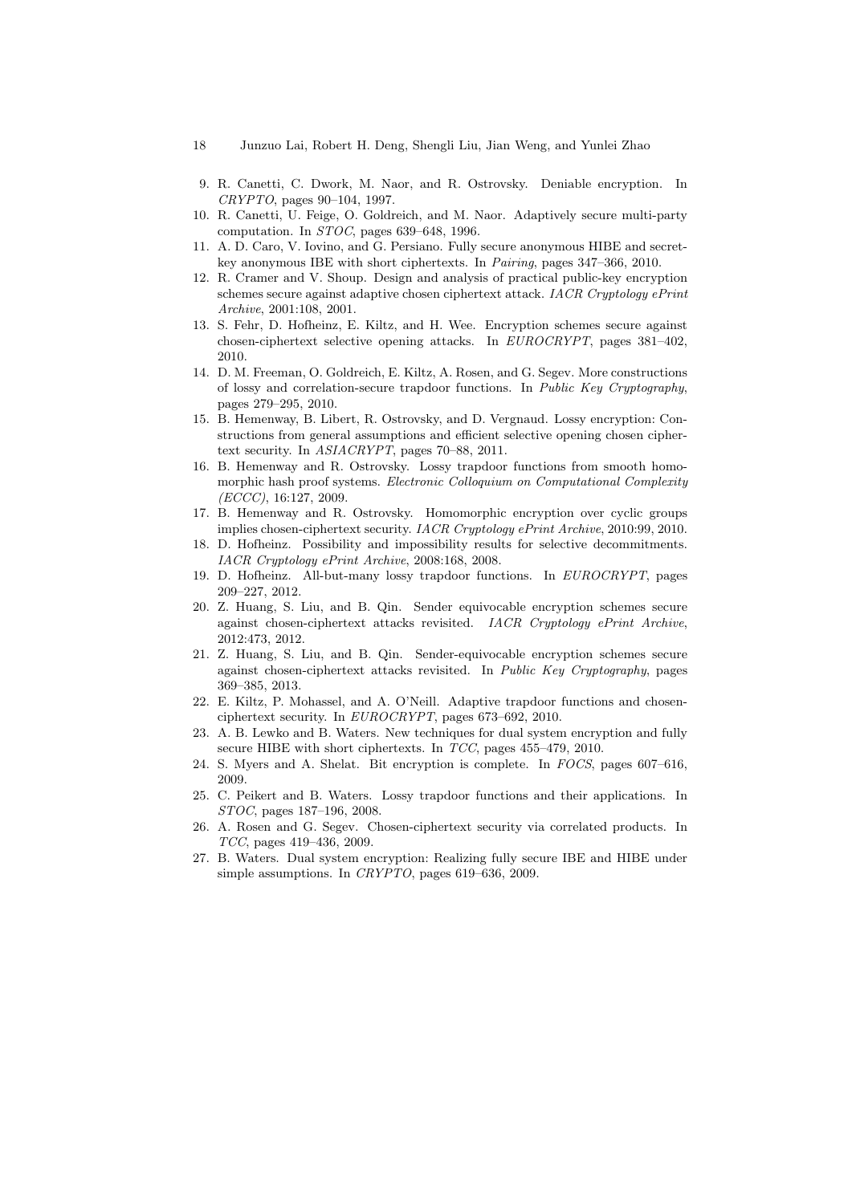9. R. Canetti, C. Dwork, M. Naor, and R. Ostrovsky. Deniable encryption. In *CRYPTO*, pages 90–104, 1997.
10. R. Canetti, U. Feige, O. Goldreich, and M. Naor. Adaptively secure multi-party computation. In *STOC*, pages 639–648, 1996.
11. A. D. Caro, V. Iovino, and G. Persiano. Fully secure anonymous HIBE and secret-key anonymous IBE with short ciphertexts. In *Pairing*, pages 347–366, 2010.
12. R. Cramer and V. Shoup. Design and analysis of practical public-key encryption schemes secure against adaptive chosen ciphertext attack. *IACR Cryptology ePrint Archive*, 2001:108, 2001.
13. S. Fehr, D. Hofheinz, E. Kiltz, and H. Wee. Encryption schemes secure against chosen-ciphertext selective opening attacks. In *EUROCRYPT*, pages 381–402, 2010.
14. D. M. Freeman, O. Goldreich, E. Kiltz, A. Rosen, and G. Segev. More constructions of lossy and correlation-secure trapdoor functions. In *Public Key Cryptography*, pages 279–295, 2010.
15. B. Hemenway, B. Libert, R. Ostrovsky, and D. Vergnaud. Lossy encryption: Constructions from general assumptions and efficient selective opening chosen ciphertext security. In *ASIACRYPT*, pages 70–88, 2011.
16. B. Hemenway and R. Ostrovsky. Lossy trapdoor functions from smooth homomorphic hash proof systems. *Electronic Colloquium on Computational Complexity (ECCC)*, 16:127, 2009.
17. B. Hemenway and R. Ostrovsky. Homomorphic encryption over cyclic groups implies chosen-ciphertext security. *IACR Cryptology ePrint Archive*, 2010:99, 2010.
18. D. Hofheinz. Possibility and impossibility results for selective decommitments. *IACR Cryptology ePrint Archive*, 2008:168, 2008.
19. D. Hofheinz. All-but-many lossy trapdoor functions. In *EUROCRYPT*, pages 209–227, 2012.
20. Z. Huang, S. Liu, and B. Qin. Sender equivocable encryption schemes secure against chosen-ciphertext attacks revisited. *IACR Cryptology ePrint Archive*, 2012:473, 2012.
21. Z. Huang, S. Liu, and B. Qin. Sender-equivocable encryption schemes secure against chosen-ciphertext attacks revisited. In *Public Key Cryptography*, pages 369–385, 2013.
22. E. Kiltz, P. Mohassel, and A. O'Neill. Adaptive trapdoor functions and chosen-ciphertext security. In *EUROCRYPT*, pages 673–692, 2010.
23. A. B. Lewko and B. Waters. New techniques for dual system encryption and fully secure HIBE with short ciphertexts. In *TCC*, pages 455–479, 2010.
24. S. Myers and A. Shelat. Bit encryption is complete. In *FOCS*, pages 607–616, 2009.
25. C. Peikert and B. Waters. Lossy trapdoor functions and their applications. In *STOC*, pages 187–196, 2008.
26. A. Rosen and G. Segev. Chosen-ciphertext security via correlated products. In *TCC*, pages 419–436, 2009.
27. B. Waters. Dual system encryption: Realizing fully secure IBE and HIBE under simple assumptions. In *CRYPTO*, pages 619–636, 2009.